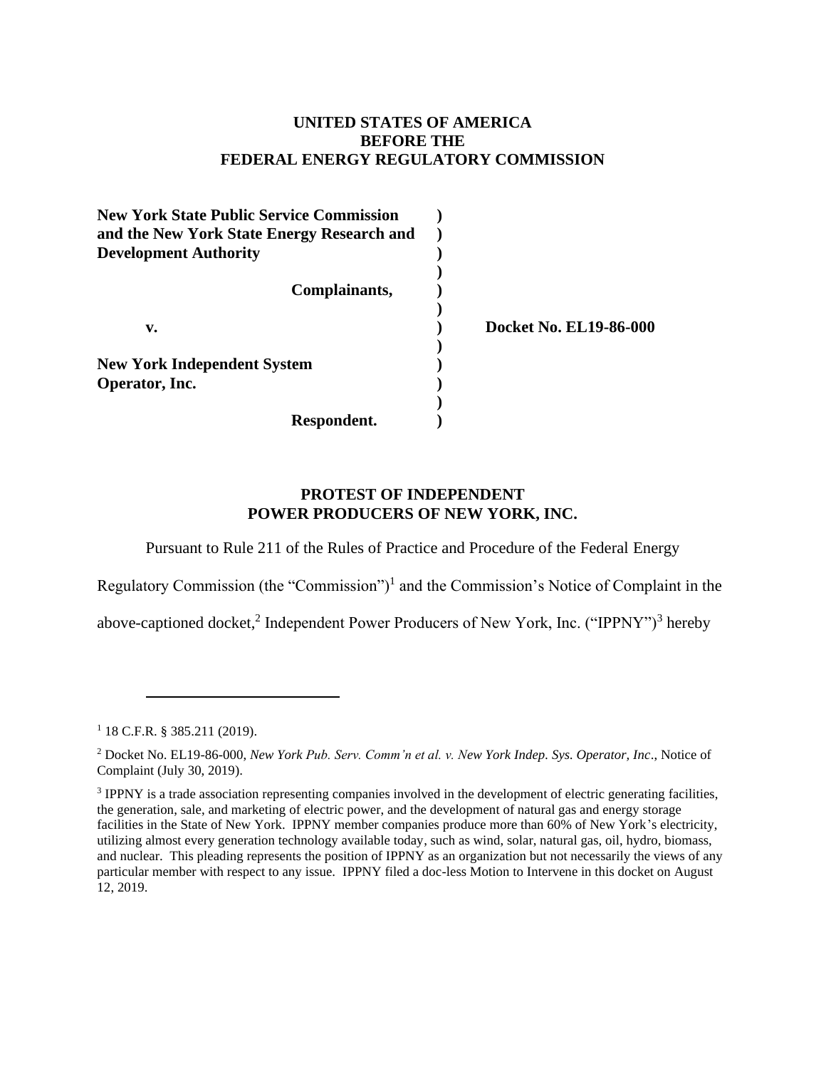**UNITED STATES OF AMERICA**
**BEFORE THE**
**FEDERAL ENERGY REGULATORY COMMISSION**

| | | |
|---|---|---|
| **New York State Public Service Commission and the New York State Energy Research and Development Authority** | **)** | |
| **Complainants,** | **)** | |
| **v.** | **)** | **Docket No. EL19-86-000** |
| **New York Independent System Operator, Inc.** | **)** | |
| **Respondent.** | **)** | |

**PROTEST OF INDEPENDENT POWER PRODUCERS OF NEW YORK, INC.**

Pursuant to Rule 211 of the Rules of Practice and Procedure of the Federal Energy Regulatory Commission (the "Commission")[1] and the Commission's Notice of Complaint in the above-captioned docket,[2] Independent Power Producers of New York, Inc. ("IPPNY")[3] hereby

---

[1] 18 C.F.R. § 385.211 (2019).

[2] Docket No. EL19-86-000, *New York Pub. Serv. Comm'n et al. v. New York Indep. Sys. Operator, Inc*., Notice of Complaint (July 30, 2019).

[3] IPPNY is a trade association representing companies involved in the development of electric generating facilities, the generation, sale, and marketing of electric power, and the development of natural gas and energy storage facilities in the State of New York. IPPNY member companies produce more than 60% of New York's electricity, utilizing almost every generation technology available today, such as wind, solar, natural gas, oil, hydro, biomass, and nuclear. This pleading represents the position of IPPNY as an organization but not necessarily the views of any particular member with respect to any issue. IPPNY filed a doc-less Motion to Intervene in this docket on August 12, 2019.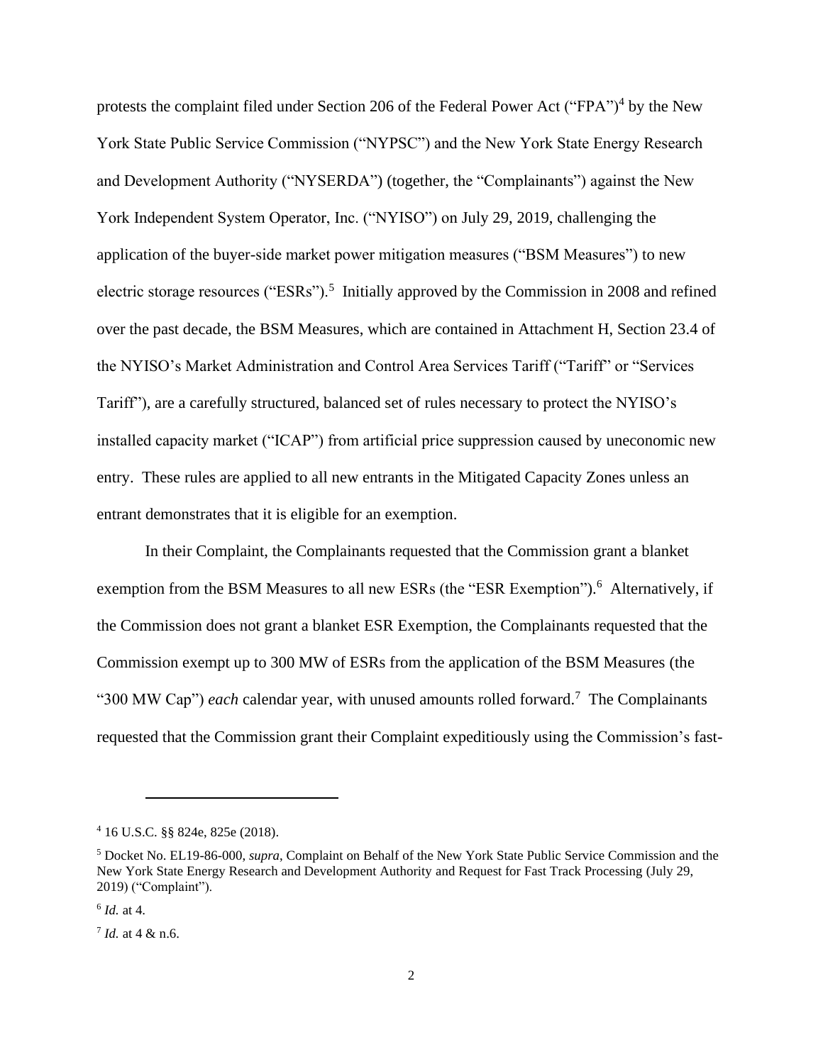protests the complaint filed under Section 206 of the Federal Power Act ("FPA")[4] by the New York State Public Service Commission ("NYPSC") and the New York State Energy Research and Development Authority ("NYSERDA") (together, the "Complainants") against the New York Independent System Operator, Inc. ("NYISO") on July 29, 2019, challenging the application of the buyer-side market power mitigation measures ("BSM Measures") to new electric storage resources ("ESRs").[5] Initially approved by the Commission in 2008 and refined over the past decade, the BSM Measures, which are contained in Attachment H, Section 23.4 of the NYISO's Market Administration and Control Area Services Tariff ("Tariff" or "Services Tariff"), are a carefully structured, balanced set of rules necessary to protect the NYISO's installed capacity market ("ICAP") from artificial price suppression caused by uneconomic new entry. These rules are applied to all new entrants in the Mitigated Capacity Zones unless an entrant demonstrates that it is eligible for an exemption.

In their Complaint, the Complainants requested that the Commission grant a blanket exemption from the BSM Measures to all new ESRs (the "ESR Exemption").[6] Alternatively, if the Commission does not grant a blanket ESR Exemption, the Complainants requested that the Commission exempt up to 300 MW of ESRs from the application of the BSM Measures (the "300 MW Cap") *each* calendar year, with unused amounts rolled forward.[7] The Complainants requested that the Commission grant their Complaint expeditiously using the Commission's fast-

---

[4] 16 U.S.C. §§ 824e, 825e (2018).

[5] Docket No. EL19-86-000, *supra*, Complaint on Behalf of the New York State Public Service Commission and the New York State Energy Research and Development Authority and Request for Fast Track Processing (July 29, 2019) ("Complaint").

[6] *Id.* at 4.

[7] *Id.* at 4 & n.6.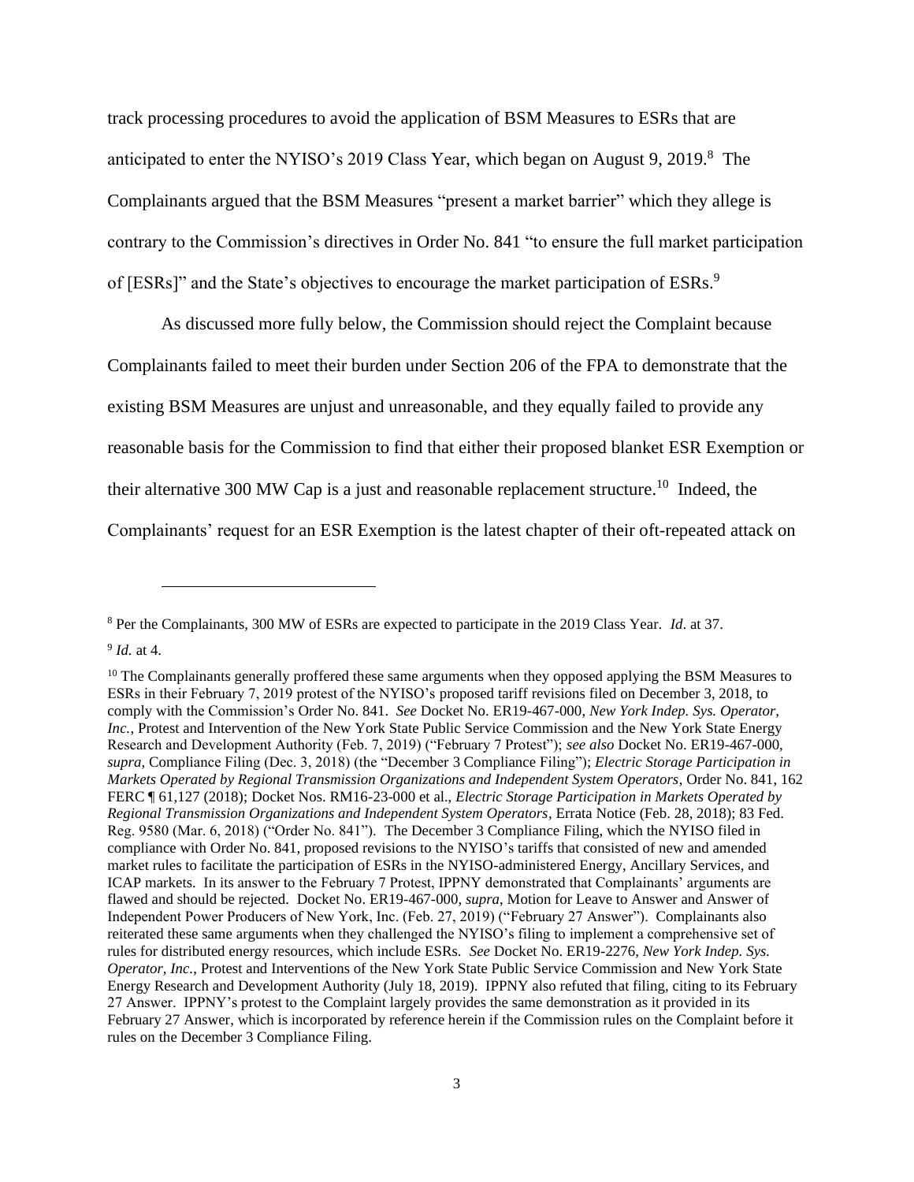track processing procedures to avoid the application of BSM Measures to ESRs that are anticipated to enter the NYISO's 2019 Class Year, which began on August 9, 2019.[8] The Complainants argued that the BSM Measures "present a market barrier" which they allege is contrary to the Commission's directives in Order No. 841 "to ensure the full market participation of [ESRs]" and the State's objectives to encourage the market participation of ESRs.[9]

As discussed more fully below, the Commission should reject the Complaint because Complainants failed to meet their burden under Section 206 of the FPA to demonstrate that the existing BSM Measures are unjust and unreasonable, and they equally failed to provide any reasonable basis for the Commission to find that either their proposed blanket ESR Exemption or their alternative 300 MW Cap is a just and reasonable replacement structure.[10] Indeed, the Complainants' request for an ESR Exemption is the latest chapter of their oft-repeated attack on

---

[8] Per the Complainants, 300 MW of ESRs are expected to participate in the 2019 Class Year. *Id*. at 37.

[9] *Id.* at 4.

[10] The Complainants generally proffered these same arguments when they opposed applying the BSM Measures to ESRs in their February 7, 2019 protest of the NYISO's proposed tariff revisions filed on December 3, 2018, to comply with the Commission's Order No. 841. *See* Docket No. ER19-467-000, *New York Indep. Sys. Operator, Inc.*, Protest and Intervention of the New York State Public Service Commission and the New York State Energy Research and Development Authority (Feb. 7, 2019) ("February 7 Protest"); *see also* Docket No. ER19-467-000, *supra*, Compliance Filing (Dec. 3, 2018) (the "December 3 Compliance Filing"); *Electric Storage Participation in Markets Operated by Regional Transmission Organizations and Independent System Operators*, Order No. 841, 162 FERC ¶ 61,127 (2018); Docket Nos. RM16-23-000 et al., *Electric Storage Participation in Markets Operated by Regional Transmission Organizations and Independent System Operators*, Errata Notice (Feb. 28, 2018); 83 Fed. Reg. 9580 (Mar. 6, 2018) ("Order No. 841"). The December 3 Compliance Filing, which the NYISO filed in compliance with Order No. 841, proposed revisions to the NYISO's tariffs that consisted of new and amended market rules to facilitate the participation of ESRs in the NYISO-administered Energy, Ancillary Services, and ICAP markets. In its answer to the February 7 Protest, IPPNY demonstrated that Complainants' arguments are flawed and should be rejected. Docket No. ER19-467-000, *supra*, Motion for Leave to Answer and Answer of Independent Power Producers of New York, Inc. (Feb. 27, 2019) ("February 27 Answer"). Complainants also reiterated these same arguments when they challenged the NYISO's filing to implement a comprehensive set of rules for distributed energy resources, which include ESRs. *See* Docket No. ER19-2276, *New York Indep. Sys. Operator, Inc.*, Protest and Interventions of the New York State Public Service Commission and New York State Energy Research and Development Authority (July 18, 2019). IPPNY also refuted that filing, citing to its February 27 Answer. IPPNY's protest to the Complaint largely provides the same demonstration as it provided in its February 27 Answer, which is incorporated by reference herein if the Commission rules on the Complaint before it rules on the December 3 Compliance Filing.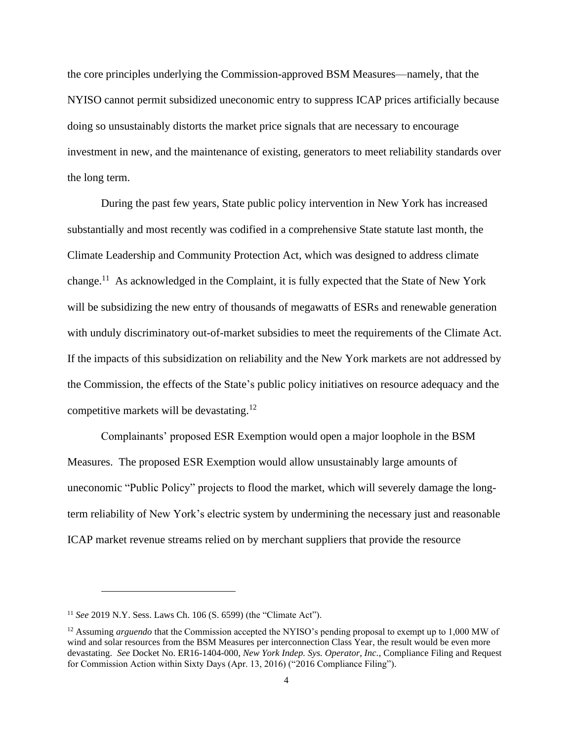the core principles underlying the Commission-approved BSM Measures—namely, that the NYISO cannot permit subsidized uneconomic entry to suppress ICAP prices artificially because doing so unsustainably distorts the market price signals that are necessary to encourage investment in new, and the maintenance of existing, generators to meet reliability standards over the long term.

During the past few years, State public policy intervention in New York has increased substantially and most recently was codified in a comprehensive State statute last month, the Climate Leadership and Community Protection Act, which was designed to address climate change.[11] As acknowledged in the Complaint, it is fully expected that the State of New York will be subsidizing the new entry of thousands of megawatts of ESRs and renewable generation with unduly discriminatory out-of-market subsidies to meet the requirements of the Climate Act. If the impacts of this subsidization on reliability and the New York markets are not addressed by the Commission, the effects of the State's public policy initiatives on resource adequacy and the competitive markets will be devastating.[12]

Complainants' proposed ESR Exemption would open a major loophole in the BSM Measures. The proposed ESR Exemption would allow unsustainably large amounts of uneconomic "Public Policy" projects to flood the market, which will severely damage the long-term reliability of New York's electric system by undermining the necessary just and reasonable ICAP market revenue streams relied on by merchant suppliers that provide the resource

---

[11] *See* 2019 N.Y. Sess. Laws Ch. 106 (S. 6599) (the "Climate Act").

[12] Assuming *arguendo* that the Commission accepted the NYISO's pending proposal to exempt up to 1,000 MW of wind and solar resources from the BSM Measures per interconnection Class Year, the result would be even more devastating. *See* Docket No. ER16-1404-000, *New York Indep. Sys. Operator, Inc.*, Compliance Filing and Request for Commission Action within Sixty Days (Apr. 13, 2016) ("2016 Compliance Filing").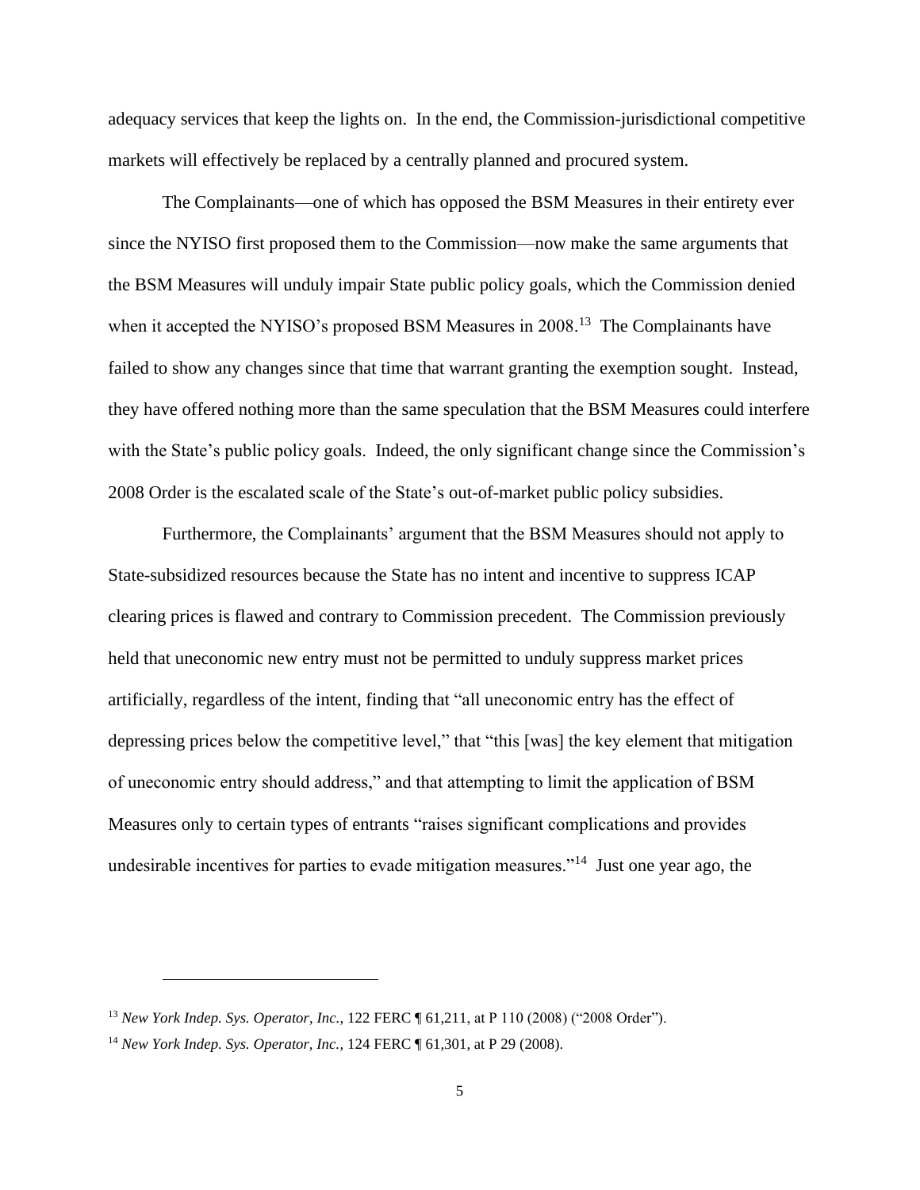adequacy services that keep the lights on. In the end, the Commission-jurisdictional competitive markets will effectively be replaced by a centrally planned and procured system.

The Complainants—one of which has opposed the BSM Measures in their entirety ever since the NYISO first proposed them to the Commission—now make the same arguments that the BSM Measures will unduly impair State public policy goals, which the Commission denied when it accepted the NYISO's proposed BSM Measures in 2008.[13] The Complainants have failed to show any changes since that time that warrant granting the exemption sought. Instead, they have offered nothing more than the same speculation that the BSM Measures could interfere with the State's public policy goals. Indeed, the only significant change since the Commission's 2008 Order is the escalated scale of the State's out-of-market public policy subsidies.

Furthermore, the Complainants' argument that the BSM Measures should not apply to State-subsidized resources because the State has no intent and incentive to suppress ICAP clearing prices is flawed and contrary to Commission precedent. The Commission previously held that uneconomic new entry must not be permitted to unduly suppress market prices artificially, regardless of the intent, finding that "all uneconomic entry has the effect of depressing prices below the competitive level," that "this [was] the key element that mitigation of uneconomic entry should address," and that attempting to limit the application of BSM Measures only to certain types of entrants "raises significant complications and provides undesirable incentives for parties to evade mitigation measures."[14] Just one year ago, the

---

[13] *New York Indep. Sys. Operator, Inc.*, 122 FERC ¶ 61,211, at P 110 (2008) ("2008 Order").

[14] *New York Indep. Sys. Operator, Inc.*, 124 FERC ¶ 61,301, at P 29 (2008).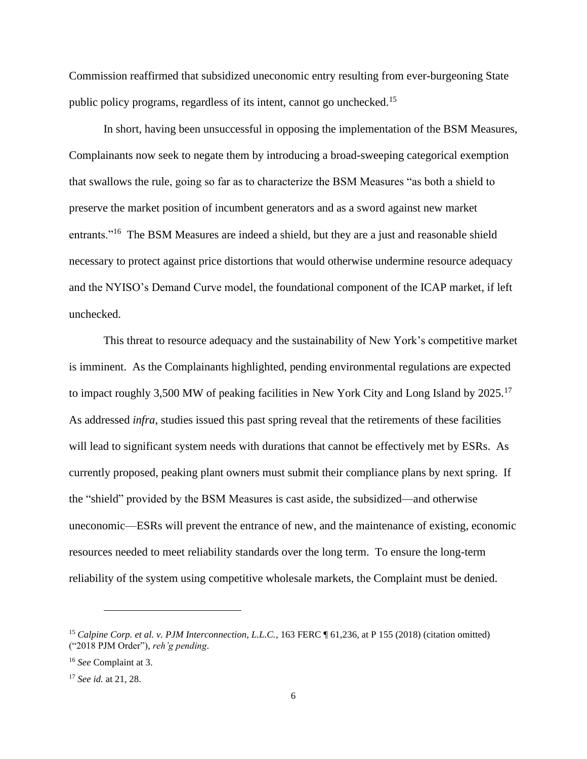Commission reaffirmed that subsidized uneconomic entry resulting from ever-burgeoning State public policy programs, regardless of its intent, cannot go unchecked.[15]

In short, having been unsuccessful in opposing the implementation of the BSM Measures, Complainants now seek to negate them by introducing a broad-sweeping categorical exemption that swallows the rule, going so far as to characterize the BSM Measures "as both a shield to preserve the market position of incumbent generators and as a sword against new market entrants."[16] The BSM Measures are indeed a shield, but they are a just and reasonable shield necessary to protect against price distortions that would otherwise undermine resource adequacy and the NYISO's Demand Curve model, the foundational component of the ICAP market, if left unchecked.

This threat to resource adequacy and the sustainability of New York's competitive market is imminent. As the Complainants highlighted, pending environmental regulations are expected to impact roughly 3,500 MW of peaking facilities in New York City and Long Island by 2025.[17] As addressed *infra*, studies issued this past spring reveal that the retirements of these facilities will lead to significant system needs with durations that cannot be effectively met by ESRs. As currently proposed, peaking plant owners must submit their compliance plans by next spring. If the "shield" provided by the BSM Measures is cast aside, the subsidized—and otherwise uneconomic—ESRs will prevent the entrance of new, and the maintenance of existing, economic resources needed to meet reliability standards over the long term. To ensure the long-term reliability of the system using competitive wholesale markets, the Complaint must be denied.

---

[15] *Calpine Corp. et al. v. PJM Interconnection, L.L.C.*, 163 FERC ¶ 61,236, at P 155 (2018) (citation omitted) ("2018 PJM Order"), *reh'g pending*.

[16] *See* Complaint at 3.

[17] *See id.* at 21, 28.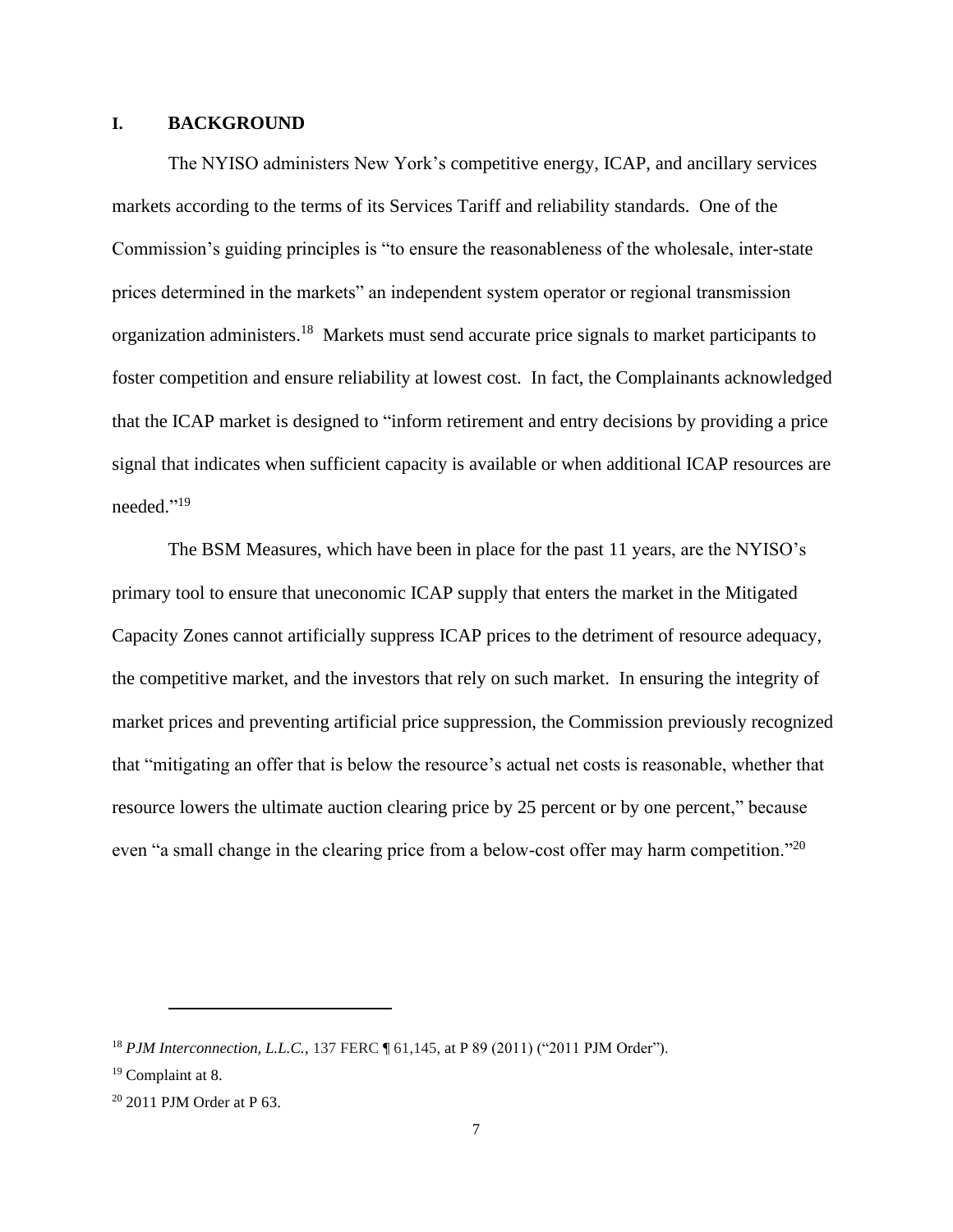## I. BACKGROUND

The NYISO administers New York's competitive energy, ICAP, and ancillary services markets according to the terms of its Services Tariff and reliability standards. One of the Commission's guiding principles is "to ensure the reasonableness of the wholesale, inter-state prices determined in the markets" an independent system operator or regional transmission organization administers.[18] Markets must send accurate price signals to market participants to foster competition and ensure reliability at lowest cost. In fact, the Complainants acknowledged that the ICAP market is designed to "inform retirement and entry decisions by providing a price signal that indicates when sufficient capacity is available or when additional ICAP resources are needed."[19]

The BSM Measures, which have been in place for the past 11 years, are the NYISO's primary tool to ensure that uneconomic ICAP supply that enters the market in the Mitigated Capacity Zones cannot artificially suppress ICAP prices to the detriment of resource adequacy, the competitive market, and the investors that rely on such market. In ensuring the integrity of market prices and preventing artificial price suppression, the Commission previously recognized that "mitigating an offer that is below the resource's actual net costs is reasonable, whether that resource lowers the ultimate auction clearing price by 25 percent or by one percent," because even "a small change in the clearing price from a below-cost offer may harm competition."[20]

---

[18] *PJM Interconnection, L.L.C.*, 137 FERC ¶ 61,145, at P 89 (2011) ("2011 PJM Order").

[19] Complaint at 8.

[20] 2011 PJM Order at P 63.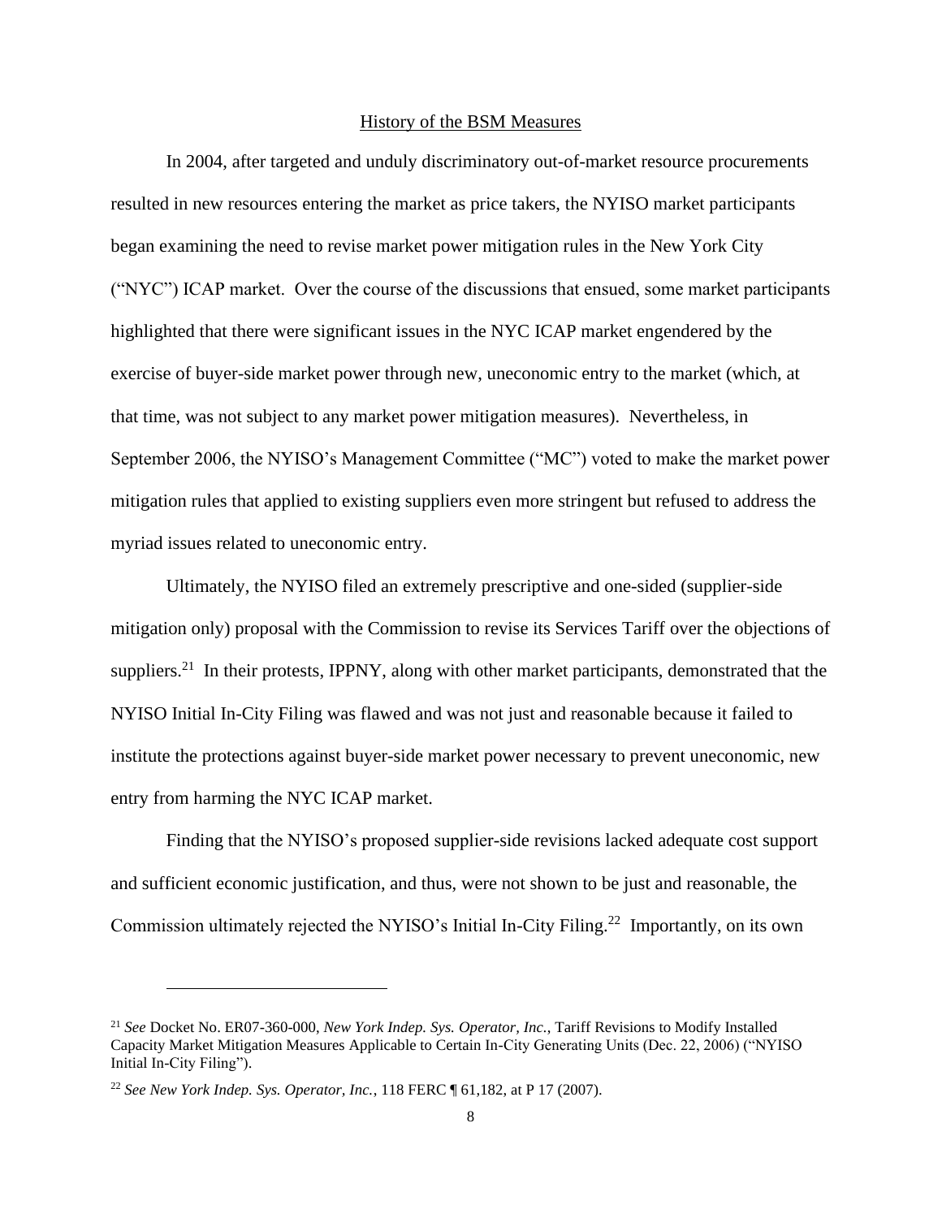## History of the BSM Measures

In 2004, after targeted and unduly discriminatory out-of-market resource procurements resulted in new resources entering the market as price takers, the NYISO market participants began examining the need to revise market power mitigation rules in the New York City ("NYC") ICAP market. Over the course of the discussions that ensued, some market participants highlighted that there were significant issues in the NYC ICAP market engendered by the exercise of buyer-side market power through new, uneconomic entry to the market (which, at that time, was not subject to any market power mitigation measures). Nevertheless, in September 2006, the NYISO's Management Committee ("MC") voted to make the market power mitigation rules that applied to existing suppliers even more stringent but refused to address the myriad issues related to uneconomic entry.

Ultimately, the NYISO filed an extremely prescriptive and one-sided (supplier-side mitigation only) proposal with the Commission to revise its Services Tariff over the objections of suppliers.[21] In their protests, IPPNY, along with other market participants, demonstrated that the NYISO Initial In-City Filing was flawed and was not just and reasonable because it failed to institute the protections against buyer-side market power necessary to prevent uneconomic, new entry from harming the NYC ICAP market.

Finding that the NYISO's proposed supplier-side revisions lacked adequate cost support and sufficient economic justification, and thus, were not shown to be just and reasonable, the Commission ultimately rejected the NYISO's Initial In-City Filing.[22] Importantly, on its own

---

[21] *See* Docket No. ER07-360-000, *New York Indep. Sys. Operator, Inc.*, Tariff Revisions to Modify Installed Capacity Market Mitigation Measures Applicable to Certain In-City Generating Units (Dec. 22, 2006) ("NYISO Initial In-City Filing").

[22] *See New York Indep. Sys. Operator, Inc.*, 118 FERC ¶ 61,182, at P 17 (2007).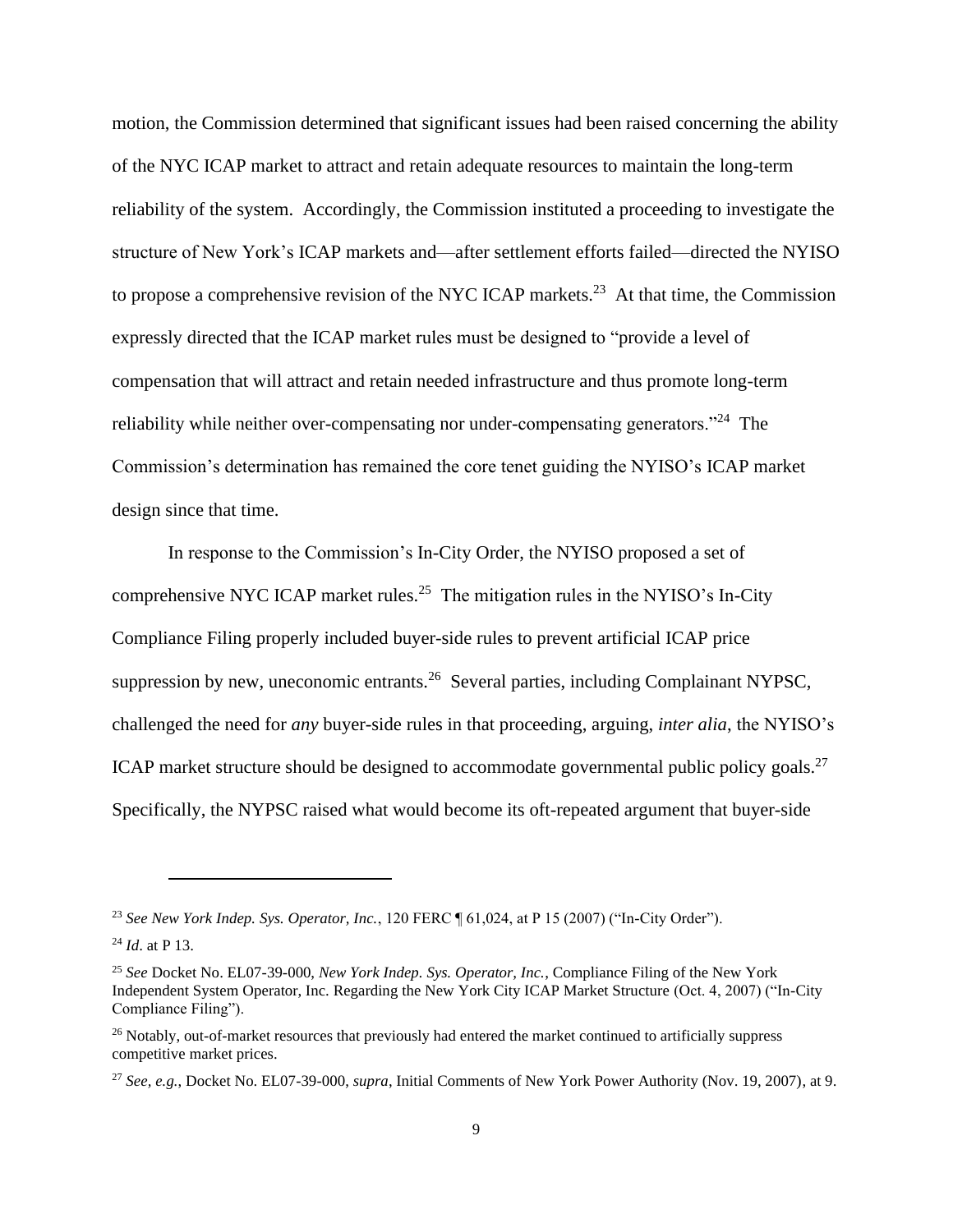motion, the Commission determined that significant issues had been raised concerning the ability of the NYC ICAP market to attract and retain adequate resources to maintain the long-term reliability of the system. Accordingly, the Commission instituted a proceeding to investigate the structure of New York's ICAP markets and—after settlement efforts failed—directed the NYISO to propose a comprehensive revision of the NYC ICAP markets.[23] At that time, the Commission expressly directed that the ICAP market rules must be designed to "provide a level of compensation that will attract and retain needed infrastructure and thus promote long-term reliability while neither over-compensating nor under-compensating generators."[24] The Commission's determination has remained the core tenet guiding the NYISO's ICAP market design since that time.

In response to the Commission's In-City Order, the NYISO proposed a set of comprehensive NYC ICAP market rules.[25] The mitigation rules in the NYISO's In-City Compliance Filing properly included buyer-side rules to prevent artificial ICAP price suppression by new, uneconomic entrants.[26] Several parties, including Complainant NYPSC, challenged the need for *any* buyer-side rules in that proceeding, arguing, *inter alia*, the NYISO's ICAP market structure should be designed to accommodate governmental public policy goals.[27] Specifically, the NYPSC raised what would become its oft-repeated argument that buyer-side

---

[23] *See New York Indep. Sys. Operator, Inc.*, 120 FERC ¶ 61,024, at P 15 (2007) ("In-City Order").

[24] *Id*. at P 13.

[25] *See* Docket No. EL07-39-000, *New York Indep. Sys. Operator, Inc.*, Compliance Filing of the New York Independent System Operator, Inc. Regarding the New York City ICAP Market Structure (Oct. 4, 2007) ("In-City Compliance Filing").

[26] Notably, out-of-market resources that previously had entered the market continued to artificially suppress competitive market prices.

[27] *See, e.g.*, Docket No. EL07-39-000, *supra*, Initial Comments of New York Power Authority (Nov. 19, 2007), at 9.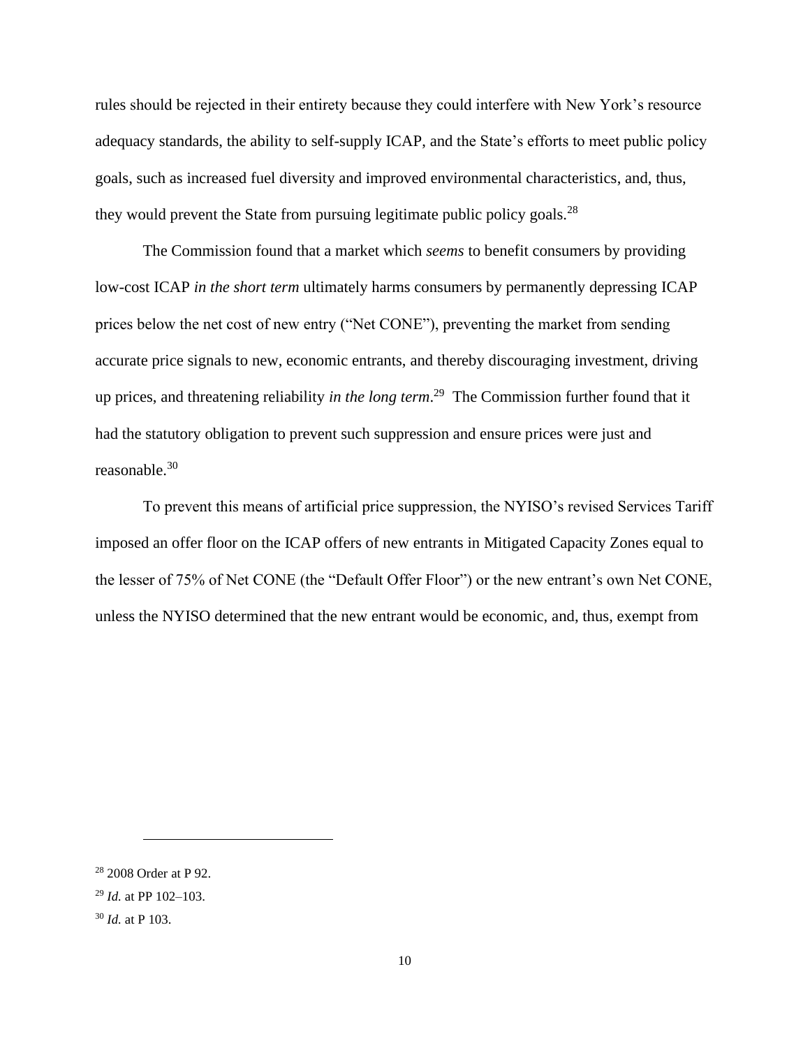rules should be rejected in their entirety because they could interfere with New York's resource adequacy standards, the ability to self-supply ICAP, and the State's efforts to meet public policy goals, such as increased fuel diversity and improved environmental characteristics, and, thus, they would prevent the State from pursuing legitimate public policy goals.[28]

The Commission found that a market which *seems* to benefit consumers by providing low-cost ICAP *in the short term* ultimately harms consumers by permanently depressing ICAP prices below the net cost of new entry ("Net CONE"), preventing the market from sending accurate price signals to new, economic entrants, and thereby discouraging investment, driving up prices, and threatening reliability *in the long term*.[29] The Commission further found that it had the statutory obligation to prevent such suppression and ensure prices were just and reasonable.[30]

To prevent this means of artificial price suppression, the NYISO's revised Services Tariff imposed an offer floor on the ICAP offers of new entrants in Mitigated Capacity Zones equal to the lesser of 75% of Net CONE (the "Default Offer Floor") or the new entrant's own Net CONE, unless the NYISO determined that the new entrant would be economic, and, thus, exempt from

---

[28] 2008 Order at P 92.

[29] *Id.* at PP 102–103.

[30] *Id.* at P 103.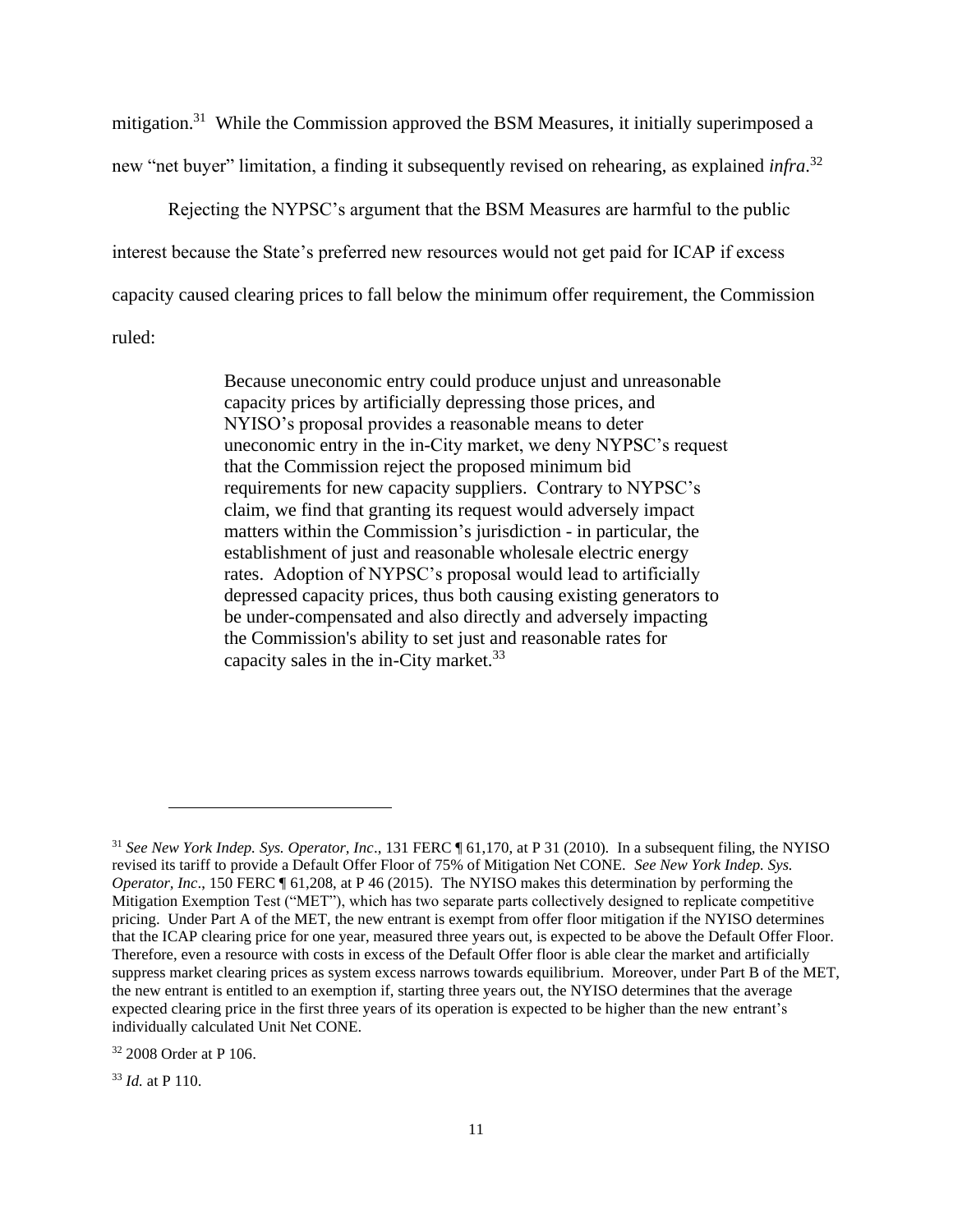mitigation.[31] While the Commission approved the BSM Measures, it initially superimposed a new "net buyer" limitation, a finding it subsequently revised on rehearing, as explained *infra*.[32]

Rejecting the NYPSC's argument that the BSM Measures are harmful to the public interest because the State's preferred new resources would not get paid for ICAP if excess capacity caused clearing prices to fall below the minimum offer requirement, the Commission ruled:

> Because uneconomic entry could produce unjust and unreasonable capacity prices by artificially depressing those prices, and NYISO's proposal provides a reasonable means to deter uneconomic entry in the in-City market, we deny NYPSC's request that the Commission reject the proposed minimum bid requirements for new capacity suppliers. Contrary to NYPSC's claim, we find that granting its request would adversely impact matters within the Commission's jurisdiction - in particular, the establishment of just and reasonable wholesale electric energy rates. Adoption of NYPSC's proposal would lead to artificially depressed capacity prices, thus both causing existing generators to be under-compensated and also directly and adversely impacting the Commission's ability to set just and reasonable rates for capacity sales in the in-City market.[33]

---

[31] *See New York Indep. Sys. Operator, Inc*., 131 FERC ¶ 61,170, at P 31 (2010). In a subsequent filing, the NYISO revised its tariff to provide a Default Offer Floor of 75% of Mitigation Net CONE. *See New York Indep. Sys. Operator, Inc*., 150 FERC ¶ 61,208, at P 46 (2015). The NYISO makes this determination by performing the Mitigation Exemption Test ("MET"), which has two separate parts collectively designed to replicate competitive pricing. Under Part A of the MET, the new entrant is exempt from offer floor mitigation if the NYISO determines that the ICAP clearing price for one year, measured three years out, is expected to be above the Default Offer Floor. Therefore, even a resource with costs in excess of the Default Offer floor is able clear the market and artificially suppress market clearing prices as system excess narrows towards equilibrium. Moreover, under Part B of the MET, the new entrant is entitled to an exemption if, starting three years out, the NYISO determines that the average expected clearing price in the first three years of its operation is expected to be higher than the new entrant's individually calculated Unit Net CONE.

[32] 2008 Order at P 106.

[33] *Id.* at P 110.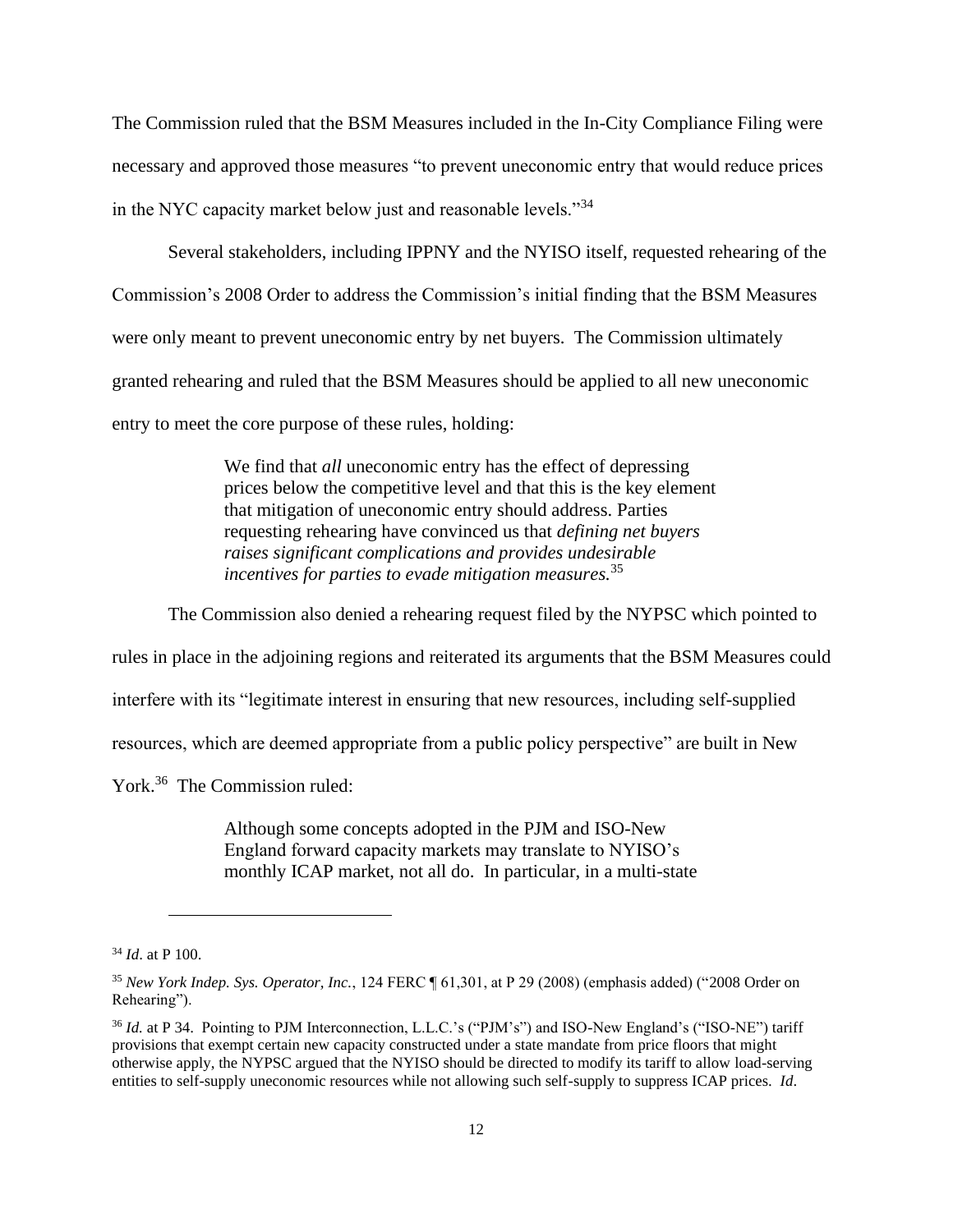The Commission ruled that the BSM Measures included in the In-City Compliance Filing were necessary and approved those measures "to prevent uneconomic entry that would reduce prices in the NYC capacity market below just and reasonable levels."[34]

Several stakeholders, including IPPNY and the NYISO itself, requested rehearing of the Commission's 2008 Order to address the Commission's initial finding that the BSM Measures were only meant to prevent uneconomic entry by net buyers. The Commission ultimately granted rehearing and ruled that the BSM Measures should be applied to all new uneconomic entry to meet the core purpose of these rules, holding:

> We find that *all* uneconomic entry has the effect of depressing prices below the competitive level and that this is the key element that mitigation of uneconomic entry should address. Parties requesting rehearing have convinced us that *defining net buyers raises significant complications and provides undesirable incentives for parties to evade mitigation measures.*[35]

The Commission also denied a rehearing request filed by the NYPSC which pointed to rules in place in the adjoining regions and reiterated its arguments that the BSM Measures could interfere with its "legitimate interest in ensuring that new resources, including self-supplied resources, which are deemed appropriate from a public policy perspective" are built in New York.[36] The Commission ruled:

> Although some concepts adopted in the PJM and ISO-New England forward capacity markets may translate to NYISO's monthly ICAP market, not all do. In particular, in a multi-state

---

[34] *Id*. at P 100.

[35] *New York Indep. Sys. Operator, Inc.*, 124 FERC ¶ 61,301, at P 29 (2008) (emphasis added) ("2008 Order on Rehearing").

[36] *Id.* at P 34. Pointing to PJM Interconnection, L.L.C.'s ("PJM's") and ISO-New England's ("ISO-NE") tariff provisions that exempt certain new capacity constructed under a state mandate from price floors that might otherwise apply, the NYPSC argued that the NYISO should be directed to modify its tariff to allow load-serving entities to self-supply uneconomic resources while not allowing such self-supply to suppress ICAP prices. *Id*.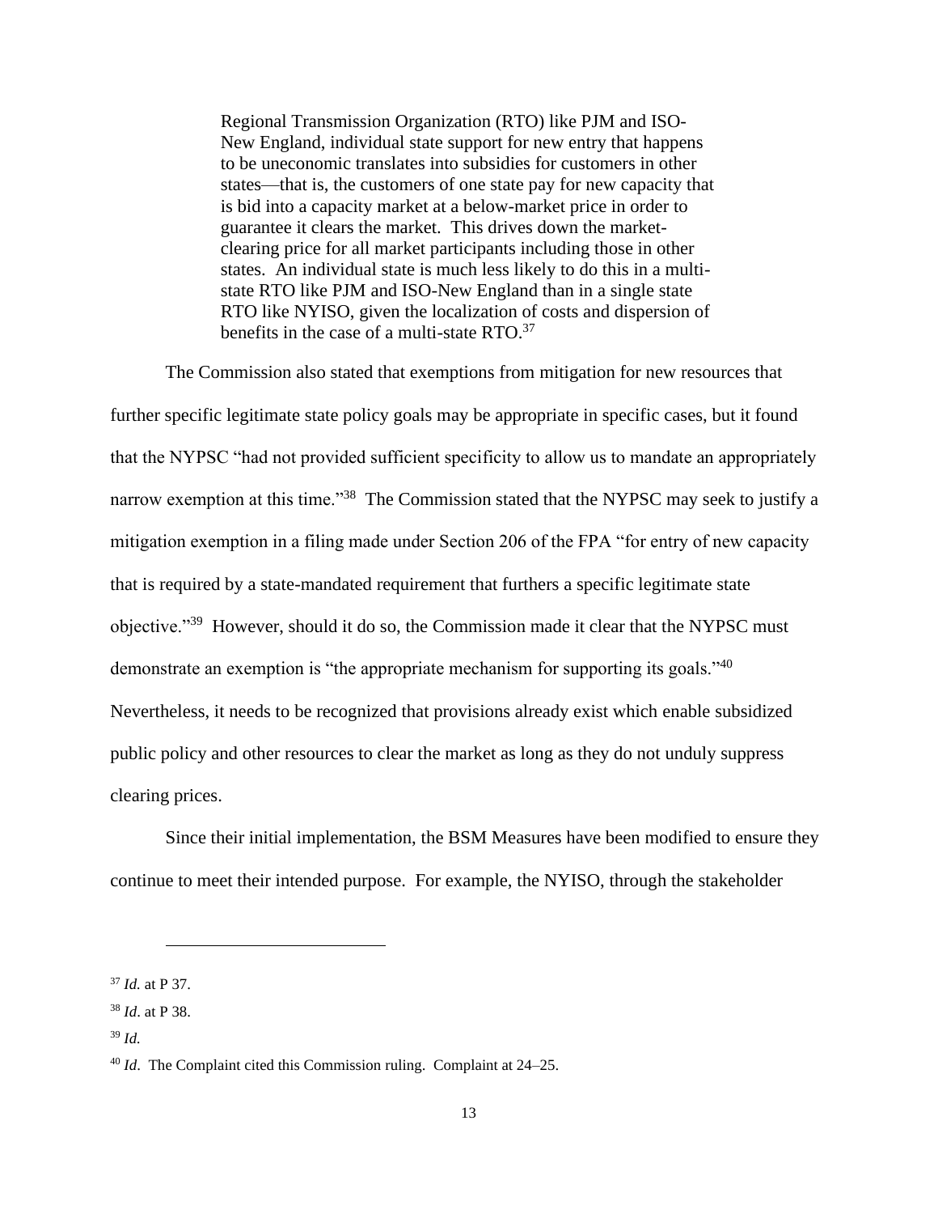> Regional Transmission Organization (RTO) like PJM and ISO-New England, individual state support for new entry that happens to be uneconomic translates into subsidies for customers in other states—that is, the customers of one state pay for new capacity that is bid into a capacity market at a below-market price in order to guarantee it clears the market. This drives down the market-clearing price for all market participants including those in other states. An individual state is much less likely to do this in a multi-state RTO like PJM and ISO-New England than in a single state RTO like NYISO, given the localization of costs and dispersion of benefits in the case of a multi-state RTO.[37]

The Commission also stated that exemptions from mitigation for new resources that further specific legitimate state policy goals may be appropriate in specific cases, but it found that the NYPSC "had not provided sufficient specificity to allow us to mandate an appropriately narrow exemption at this time."[38] The Commission stated that the NYPSC may seek to justify a mitigation exemption in a filing made under Section 206 of the FPA "for entry of new capacity that is required by a state-mandated requirement that furthers a specific legitimate state objective."[39] However, should it do so, the Commission made it clear that the NYPSC must demonstrate an exemption is "the appropriate mechanism for supporting its goals."[40] Nevertheless, it needs to be recognized that provisions already exist which enable subsidized public policy and other resources to clear the market as long as they do not unduly suppress clearing prices.

Since their initial implementation, the BSM Measures have been modified to ensure they continue to meet their intended purpose. For example, the NYISO, through the stakeholder

---

[37] *Id.* at P 37.

[38] *Id*. at P 38.

[39] *Id.*

[40] *Id*. The Complaint cited this Commission ruling. Complaint at 24–25.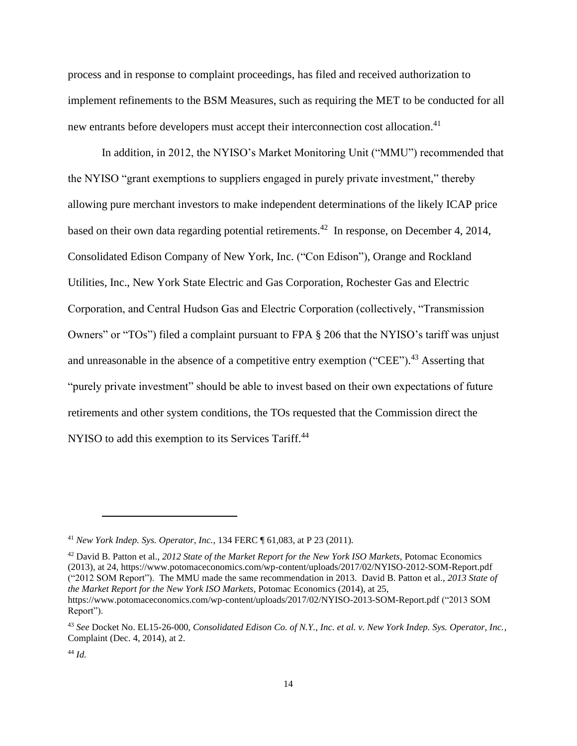process and in response to complaint proceedings, has filed and received authorization to implement refinements to the BSM Measures, such as requiring the MET to be conducted for all new entrants before developers must accept their interconnection cost allocation.[41]

In addition, in 2012, the NYISO's Market Monitoring Unit ("MMU") recommended that the NYISO "grant exemptions to suppliers engaged in purely private investment," thereby allowing pure merchant investors to make independent determinations of the likely ICAP price based on their own data regarding potential retirements.[42] In response, on December 4, 2014, Consolidated Edison Company of New York, Inc. ("Con Edison"), Orange and Rockland Utilities, Inc., New York State Electric and Gas Corporation, Rochester Gas and Electric Corporation, and Central Hudson Gas and Electric Corporation (collectively, "Transmission Owners" or "TOs") filed a complaint pursuant to FPA § 206 that the NYISO's tariff was unjust and unreasonable in the absence of a competitive entry exemption ("CEE").[43] Asserting that "purely private investment" should be able to invest based on their own expectations of future retirements and other system conditions, the TOs requested that the Commission direct the NYISO to add this exemption to its Services Tariff.[44]

---

[41] *New York Indep. Sys. Operator, Inc.*, 134 FERC ¶ 61,083, at P 23 (2011).

[42] David B. Patton et al., *2012 State of the Market Report for the New York ISO Markets*, Potomac Economics (2013), at 24, https://www.potomaceconomics.com/wp-content/uploads/2017/02/NYISO-2012-SOM-Report.pdf ("2012 SOM Report"). The MMU made the same recommendation in 2013. David B. Patton et al., *2013 State of the Market Report for the New York ISO Markets*, Potomac Economics (2014), at 25, https://www.potomaceconomics.com/wp-content/uploads/2017/02/NYISO-2013-SOM-Report.pdf ("2013 SOM Report").

[43] *See* Docket No. EL15-26-000, *Consolidated Edison Co. of N.Y., Inc. et al. v. New York Indep. Sys. Operator, Inc.*, Complaint (Dec. 4, 2014), at 2.

[44] *Id.*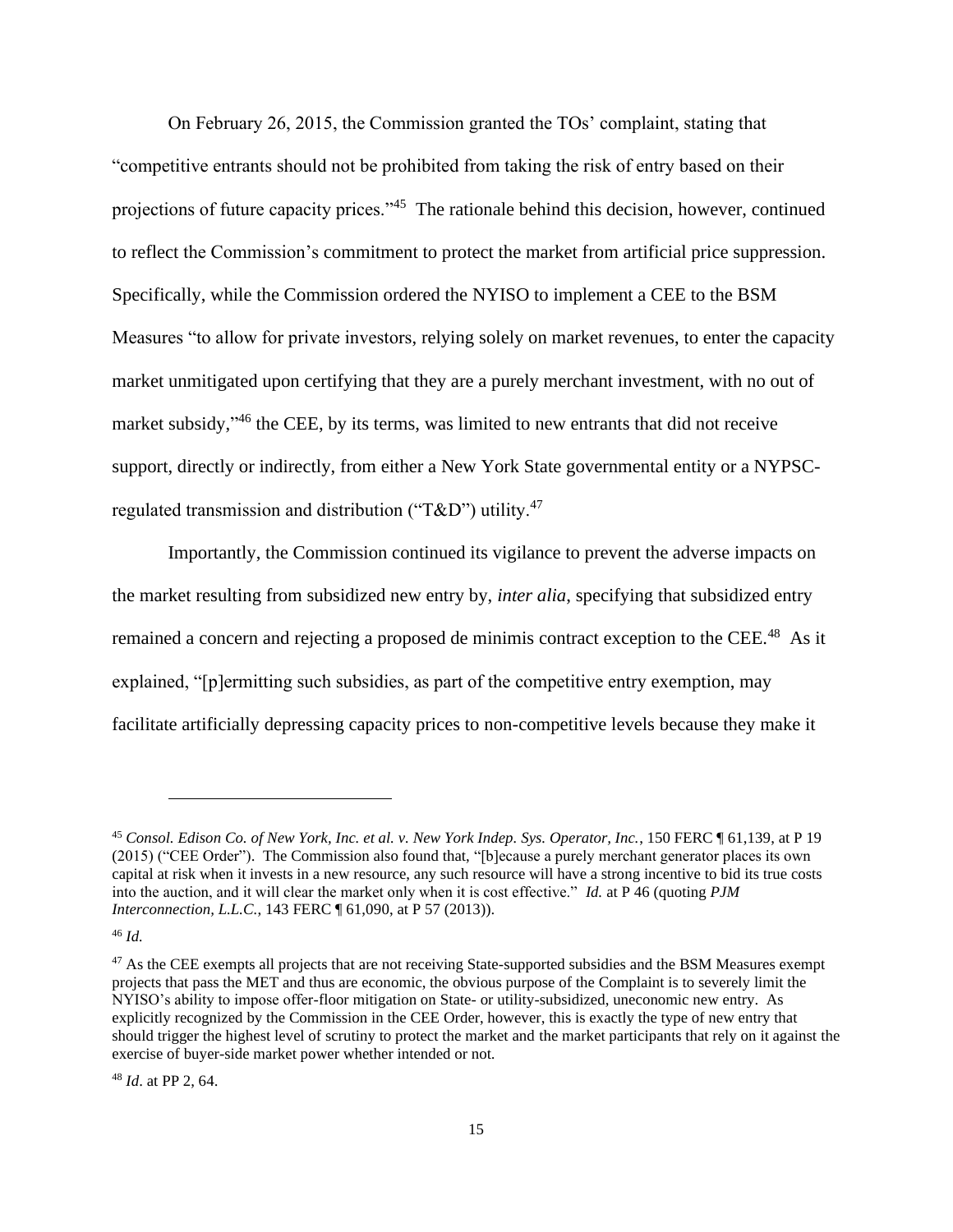On February 26, 2015, the Commission granted the TOs' complaint, stating that "competitive entrants should not be prohibited from taking the risk of entry based on their projections of future capacity prices."[45] The rationale behind this decision, however, continued to reflect the Commission's commitment to protect the market from artificial price suppression. Specifically, while the Commission ordered the NYISO to implement a CEE to the BSM Measures "to allow for private investors, relying solely on market revenues, to enter the capacity market unmitigated upon certifying that they are a purely merchant investment, with no out of market subsidy,"[46] the CEE, by its terms, was limited to new entrants that did not receive support, directly or indirectly, from either a New York State governmental entity or a NYPSC-regulated transmission and distribution ("T&D") utility.[47]

Importantly, the Commission continued its vigilance to prevent the adverse impacts on the market resulting from subsidized new entry by, *inter alia*, specifying that subsidized entry remained a concern and rejecting a proposed de minimis contract exception to the CEE.[48] As it explained, "[p]ermitting such subsidies, as part of the competitive entry exemption, may facilitate artificially depressing capacity prices to non-competitive levels because they make it

---

[45] *Consol. Edison Co. of New York, Inc. et al. v. New York Indep. Sys. Operator, Inc.*, 150 FERC ¶ 61,139, at P 19 (2015) ("CEE Order"). The Commission also found that, "[b]ecause a purely merchant generator places its own capital at risk when it invests in a new resource, any such resource will have a strong incentive to bid its true costs into the auction, and it will clear the market only when it is cost effective." *Id.* at P 46 (quoting *PJM Interconnection, L.L.C.*, 143 FERC ¶ 61,090, at P 57 (2013)).

[46] *Id.*

[47] As the CEE exempts all projects that are not receiving State-supported subsidies and the BSM Measures exempt projects that pass the MET and thus are economic, the obvious purpose of the Complaint is to severely limit the NYISO's ability to impose offer-floor mitigation on State- or utility-subsidized, uneconomic new entry. As explicitly recognized by the Commission in the CEE Order, however, this is exactly the type of new entry that should trigger the highest level of scrutiny to protect the market and the market participants that rely on it against the exercise of buyer-side market power whether intended or not.

[48] *Id*. at PP 2, 64.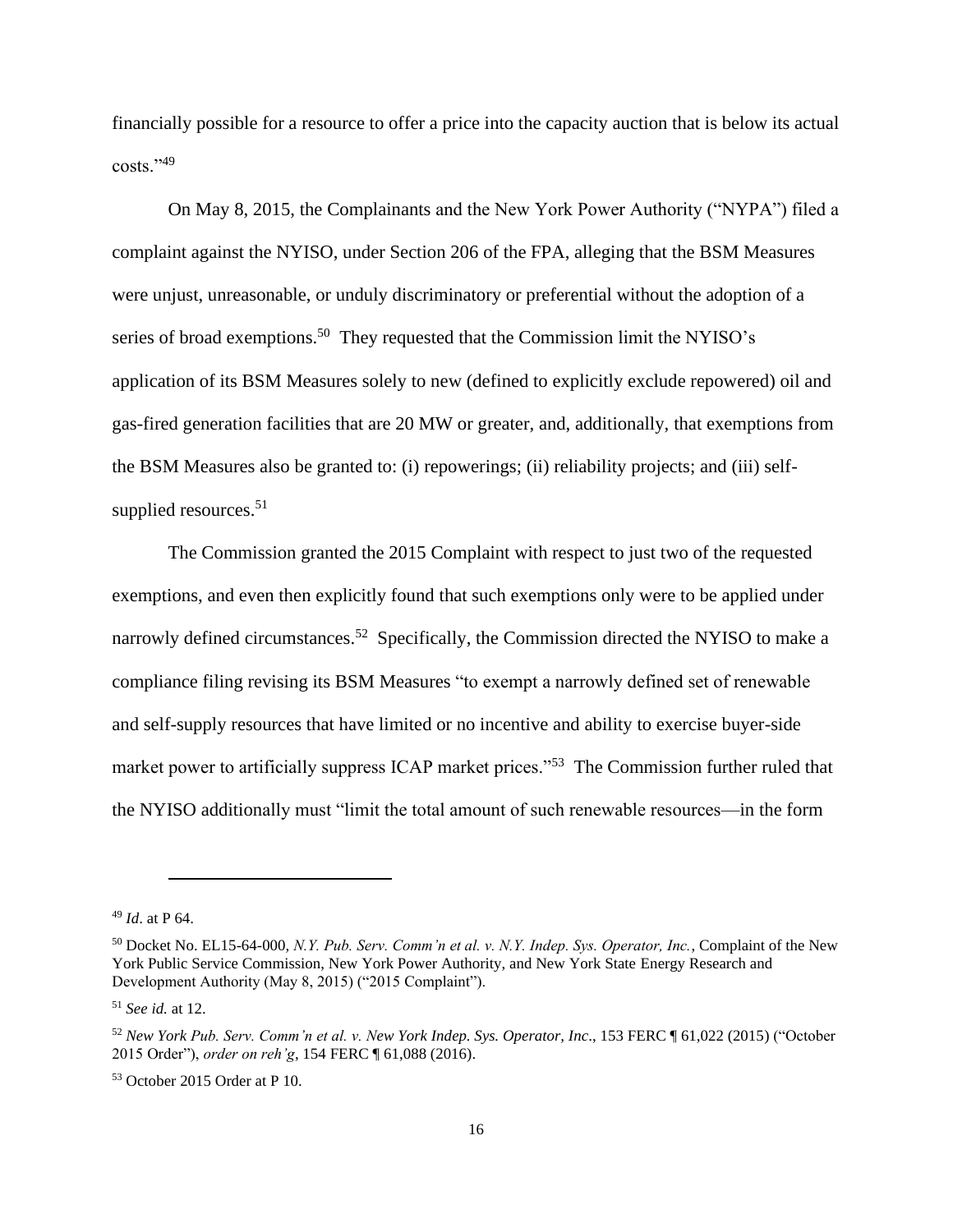financially possible for a resource to offer a price into the capacity auction that is below its actual costs."[49]

On May 8, 2015, the Complainants and the New York Power Authority ("NYPA") filed a complaint against the NYISO, under Section 206 of the FPA, alleging that the BSM Measures were unjust, unreasonable, or unduly discriminatory or preferential without the adoption of a series of broad exemptions.[50] They requested that the Commission limit the NYISO's application of its BSM Measures solely to new (defined to explicitly exclude repowered) oil and gas-fired generation facilities that are 20 MW or greater, and, additionally, that exemptions from the BSM Measures also be granted to: (i) repowerings; (ii) reliability projects; and (iii) self-supplied resources.[51]

The Commission granted the 2015 Complaint with respect to just two of the requested exemptions, and even then explicitly found that such exemptions only were to be applied under narrowly defined circumstances.[52] Specifically, the Commission directed the NYISO to make a compliance filing revising its BSM Measures "to exempt a narrowly defined set of renewable and self-supply resources that have limited or no incentive and ability to exercise buyer-side market power to artificially suppress ICAP market prices."[53] The Commission further ruled that the NYISO additionally must "limit the total amount of such renewable resources—in the form

---

[49] *Id*. at P 64.

[50] Docket No. EL15-64-000, *N.Y. Pub. Serv. Comm'n et al. v. N.Y. Indep. Sys. Operator, Inc.*, Complaint of the New York Public Service Commission, New York Power Authority, and New York State Energy Research and Development Authority (May 8, 2015) ("2015 Complaint").

[51] *See id.* at 12.

[52] *New York Pub. Serv. Comm'n et al. v. New York Indep. Sys. Operator, Inc*., 153 FERC ¶ 61,022 (2015) ("October 2015 Order"), *order on reh'g*, 154 FERC ¶ 61,088 (2016).

[53] October 2015 Order at P 10.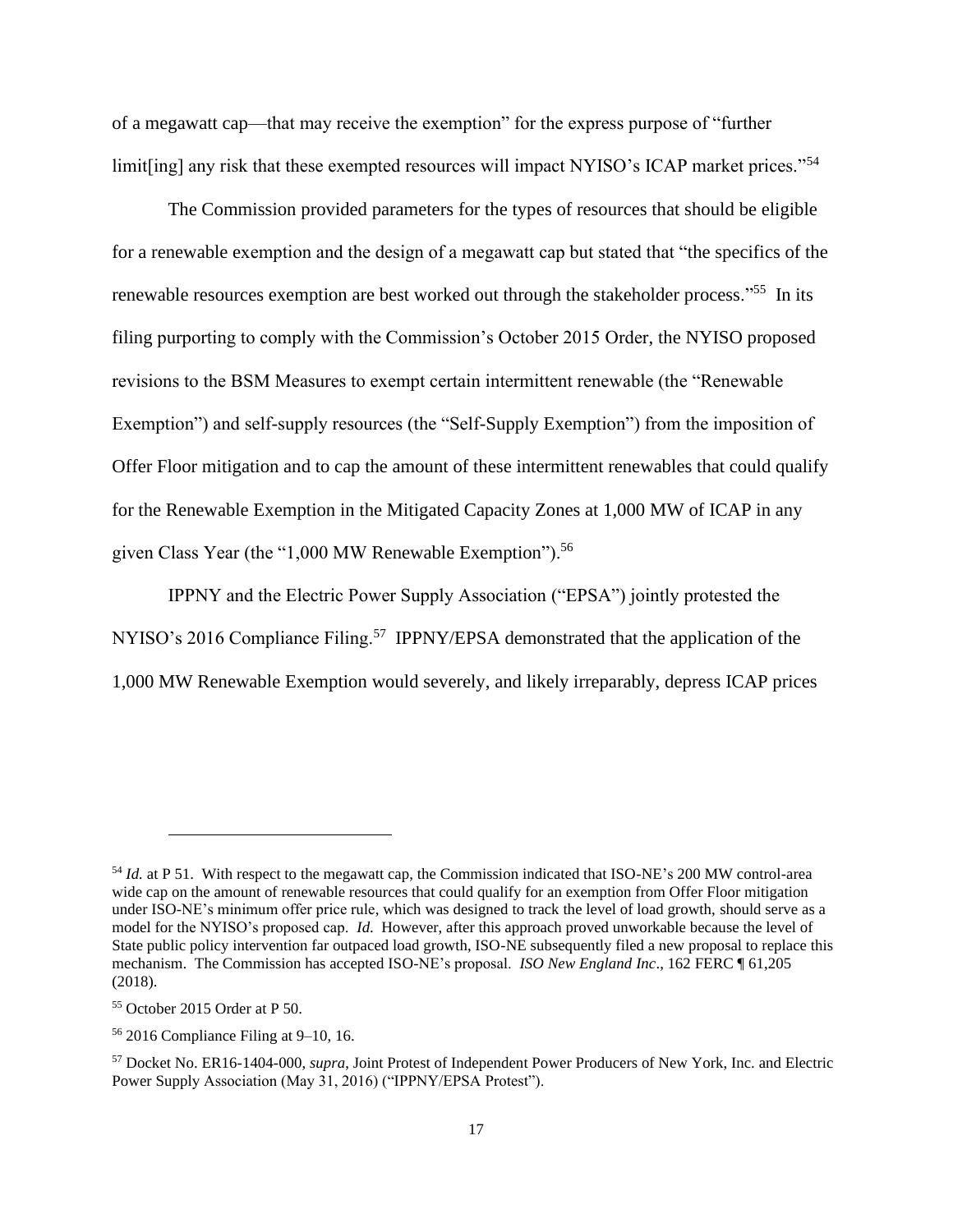of a megawatt cap—that may receive the exemption" for the express purpose of "further limit[ing] any risk that these exempted resources will impact NYISO's ICAP market prices."[54]

The Commission provided parameters for the types of resources that should be eligible for a renewable exemption and the design of a megawatt cap but stated that "the specifics of the renewable resources exemption are best worked out through the stakeholder process."[55] In its filing purporting to comply with the Commission's October 2015 Order, the NYISO proposed revisions to the BSM Measures to exempt certain intermittent renewable (the "Renewable Exemption") and self-supply resources (the "Self-Supply Exemption") from the imposition of Offer Floor mitigation and to cap the amount of these intermittent renewables that could qualify for the Renewable Exemption in the Mitigated Capacity Zones at 1,000 MW of ICAP in any given Class Year (the "1,000 MW Renewable Exemption").[56]

IPPNY and the Electric Power Supply Association ("EPSA") jointly protested the NYISO's 2016 Compliance Filing.[57] IPPNY/EPSA demonstrated that the application of the 1,000 MW Renewable Exemption would severely, and likely irreparably, depress ICAP prices

---

[54] *Id.* at P 51. With respect to the megawatt cap, the Commission indicated that ISO-NE's 200 MW control-area wide cap on the amount of renewable resources that could qualify for an exemption from Offer Floor mitigation under ISO-NE's minimum offer price rule, which was designed to track the level of load growth, should serve as a model for the NYISO's proposed cap. *Id.* However, after this approach proved unworkable because the level of State public policy intervention far outpaced load growth, ISO-NE subsequently filed a new proposal to replace this mechanism. The Commission has accepted ISO-NE's proposal. *ISO New England Inc*., 162 FERC ¶ 61,205 (2018).

[55] October 2015 Order at P 50.

[56] 2016 Compliance Filing at 9–10, 16.

[57] Docket No. ER16-1404-000, *supra*, Joint Protest of Independent Power Producers of New York, Inc. and Electric Power Supply Association (May 31, 2016) ("IPPNY/EPSA Protest").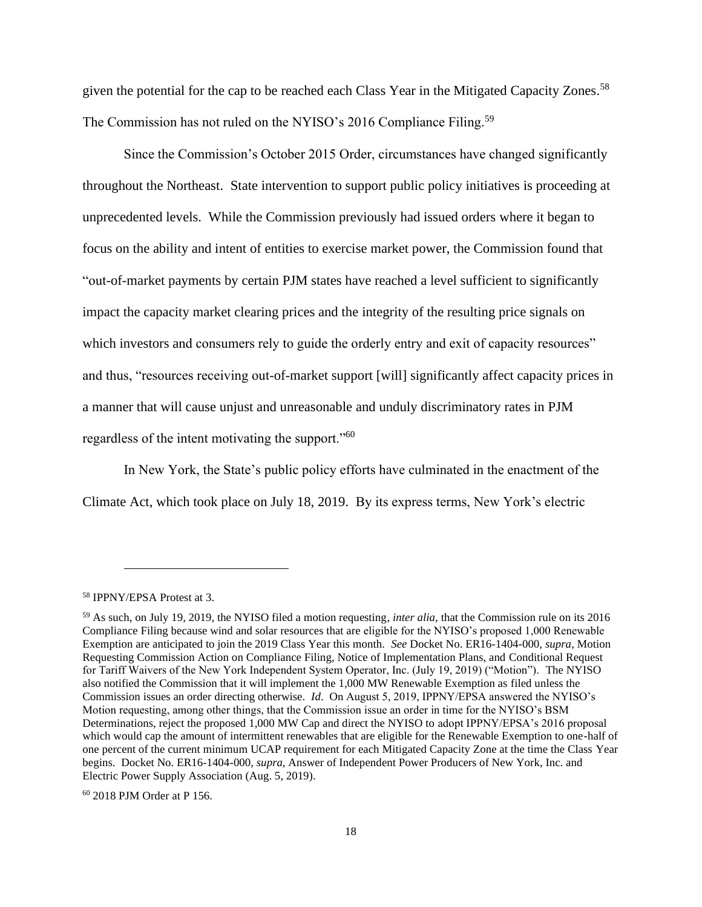given the potential for the cap to be reached each Class Year in the Mitigated Capacity Zones.[58] The Commission has not ruled on the NYISO's 2016 Compliance Filing.[59]

Since the Commission's October 2015 Order, circumstances have changed significantly throughout the Northeast. State intervention to support public policy initiatives is proceeding at unprecedented levels. While the Commission previously had issued orders where it began to focus on the ability and intent of entities to exercise market power, the Commission found that "out-of-market payments by certain PJM states have reached a level sufficient to significantly impact the capacity market clearing prices and the integrity of the resulting price signals on which investors and consumers rely to guide the orderly entry and exit of capacity resources" and thus, "resources receiving out-of-market support [will] significantly affect capacity prices in a manner that will cause unjust and unreasonable and unduly discriminatory rates in PJM regardless of the intent motivating the support."[60]

In New York, the State's public policy efforts have culminated in the enactment of the Climate Act, which took place on July 18, 2019. By its express terms, New York's electric

---

[58] IPPNY/EPSA Protest at 3.

[59] As such, on July 19, 2019, the NYISO filed a motion requesting, *inter alia*, that the Commission rule on its 2016 Compliance Filing because wind and solar resources that are eligible for the NYISO's proposed 1,000 Renewable Exemption are anticipated to join the 2019 Class Year this month. *See* Docket No. ER16-1404-000, *supra*, Motion Requesting Commission Action on Compliance Filing, Notice of Implementation Plans, and Conditional Request for Tariff Waivers of the New York Independent System Operator, Inc. (July 19, 2019) ("Motion"). The NYISO also notified the Commission that it will implement the 1,000 MW Renewable Exemption as filed unless the Commission issues an order directing otherwise. *Id*. On August 5, 2019, IPPNY/EPSA answered the NYISO's Motion requesting, among other things, that the Commission issue an order in time for the NYISO's BSM Determinations, reject the proposed 1,000 MW Cap and direct the NYISO to adopt IPPNY/EPSA's 2016 proposal which would cap the amount of intermittent renewables that are eligible for the Renewable Exemption to one-half of one percent of the current minimum UCAP requirement for each Mitigated Capacity Zone at the time the Class Year begins. Docket No. ER16-1404-000, *supra*, Answer of Independent Power Producers of New York, Inc. and Electric Power Supply Association (Aug. 5, 2019).

[60] 2018 PJM Order at P 156.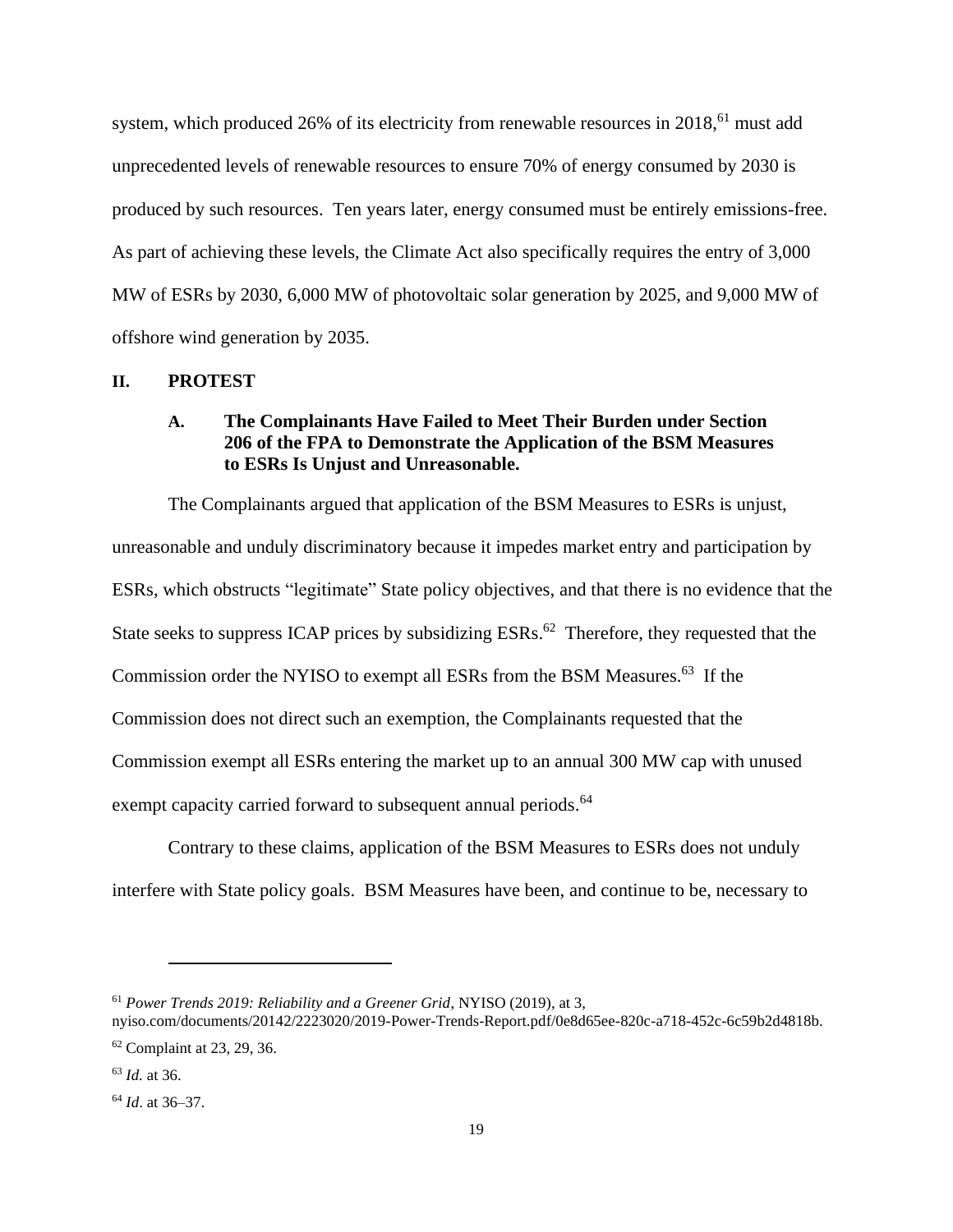system, which produced 26% of its electricity from renewable resources in 2018,[61] must add unprecedented levels of renewable resources to ensure 70% of energy consumed by 2030 is produced by such resources. Ten years later, energy consumed must be entirely emissions-free. As part of achieving these levels, the Climate Act also specifically requires the entry of 3,000 MW of ESRs by 2030, 6,000 MW of photovoltaic solar generation by 2025, and 9,000 MW of offshore wind generation by 2035.

## II. PROTEST

### A. The Complainants Have Failed to Meet Their Burden under Section 206 of the FPA to Demonstrate the Application of the BSM Measures to ESRs Is Unjust and Unreasonable.

The Complainants argued that application of the BSM Measures to ESRs is unjust, unreasonable and unduly discriminatory because it impedes market entry and participation by ESRs, which obstructs "legitimate" State policy objectives, and that there is no evidence that the State seeks to suppress ICAP prices by subsidizing ESRs.[62] Therefore, they requested that the Commission order the NYISO to exempt all ESRs from the BSM Measures.[63] If the Commission does not direct such an exemption, the Complainants requested that the Commission exempt all ESRs entering the market up to an annual 300 MW cap with unused exempt capacity carried forward to subsequent annual periods.[64]

Contrary to these claims, application of the BSM Measures to ESRs does not unduly interfere with State policy goals. BSM Measures have been, and continue to be, necessary to

---

[61] *Power Trends 2019: Reliability and a Greener Grid*, NYISO (2019), at 3, nyiso.com/documents/20142/2223020/2019-Power-Trends-Report.pdf/0e8d65ee-820c-a718-452c-6c59b2d4818b.

[62] Complaint at 23, 29, 36.

[63] *Id.* at 36.

[64] *Id*. at 36–37.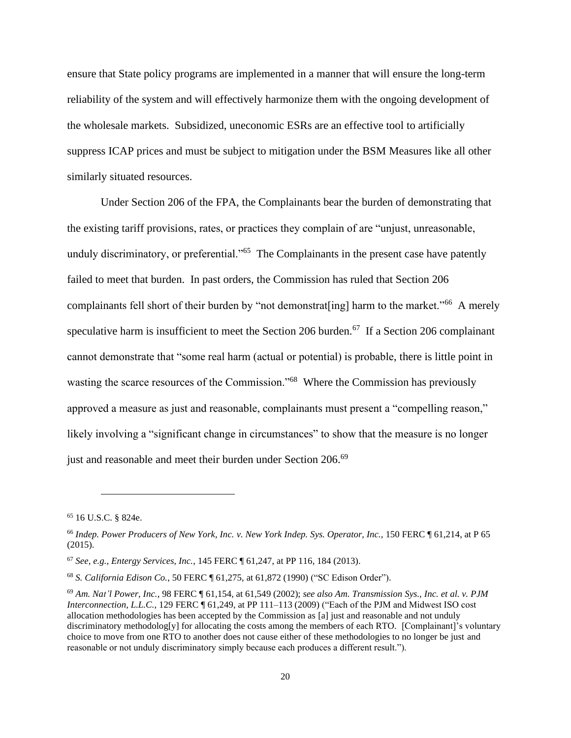ensure that State policy programs are implemented in a manner that will ensure the long-term reliability of the system and will effectively harmonize them with the ongoing development of the wholesale markets. Subsidized, uneconomic ESRs are an effective tool to artificially suppress ICAP prices and must be subject to mitigation under the BSM Measures like all other similarly situated resources.

Under Section 206 of the FPA, the Complainants bear the burden of demonstrating that the existing tariff provisions, rates, or practices they complain of are "unjust, unreasonable, unduly discriminatory, or preferential."[65] The Complainants in the present case have patently failed to meet that burden. In past orders, the Commission has ruled that Section 206 complainants fell short of their burden by "not demonstrat[ing] harm to the market."[66] A merely speculative harm is insufficient to meet the Section 206 burden.[67] If a Section 206 complainant cannot demonstrate that "some real harm (actual or potential) is probable, there is little point in wasting the scarce resources of the Commission."[68] Where the Commission has previously approved a measure as just and reasonable, complainants must present a "compelling reason," likely involving a "significant change in circumstances" to show that the measure is no longer just and reasonable and meet their burden under Section 206.[69]

---

[65] 16 U.S.C. § 824e.

[66] *Indep. Power Producers of New York, Inc. v. New York Indep. Sys. Operator, Inc.*, 150 FERC ¶ 61,214, at P 65 (2015).

[67] *See, e.g.*, *Entergy Services, Inc.*, 145 FERC ¶ 61,247, at PP 116, 184 (2013).

[68] *S. California Edison Co.*, 50 FERC ¶ 61,275, at 61,872 (1990) ("SC Edison Order").

[69] *Am. Nat'l Power, Inc.*, 98 FERC ¶ 61,154, at 61,549 (2002); *see also Am. Transmission Sys., Inc. et al. v. PJM Interconnection, L.L.C.*, 129 FERC ¶ 61,249, at PP 111–113 (2009) ("Each of the PJM and Midwest ISO cost allocation methodologies has been accepted by the Commission as [a] just and reasonable and not unduly discriminatory methodolog[y] for allocating the costs among the members of each RTO. [Complainant]'s voluntary choice to move from one RTO to another does not cause either of these methodologies to no longer be just and reasonable or not unduly discriminatory simply because each produces a different result.").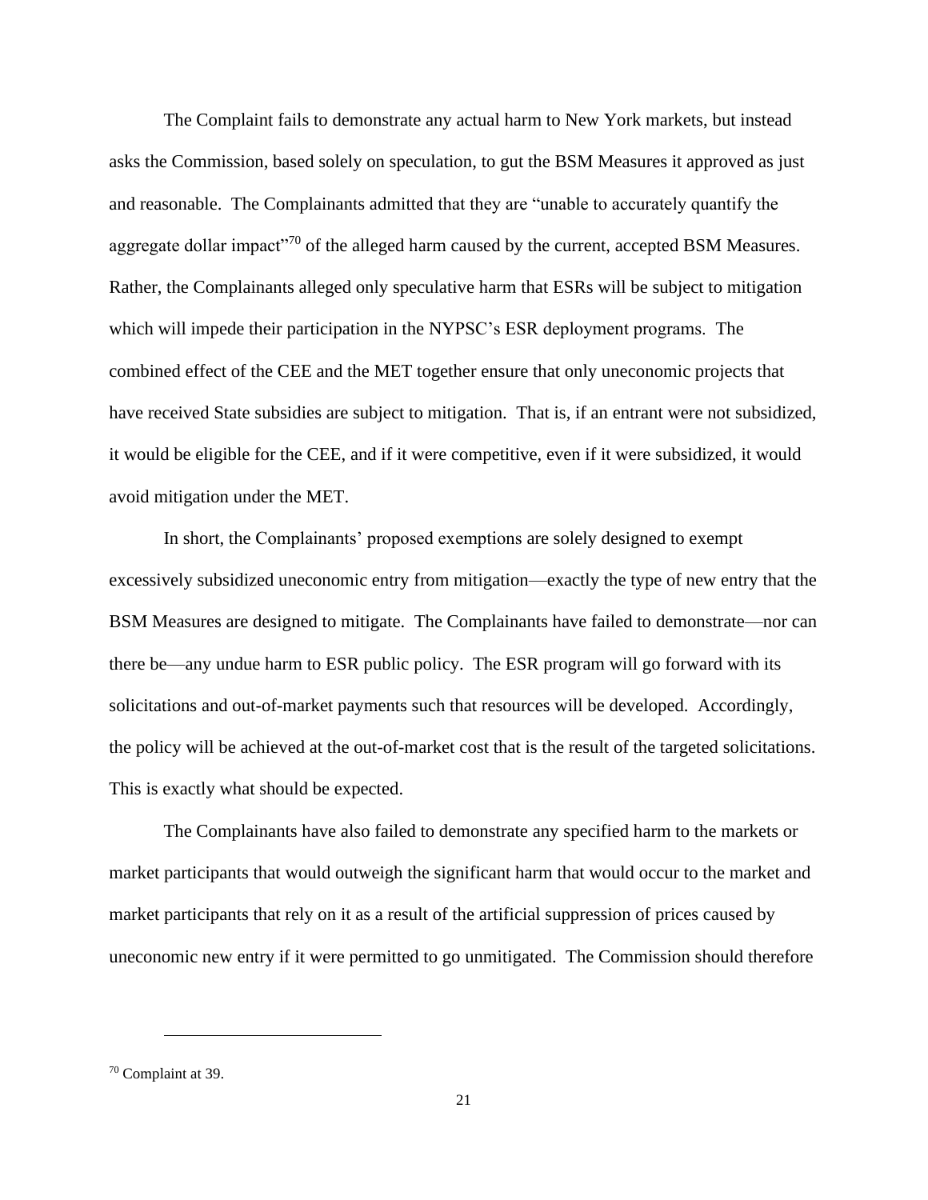The Complaint fails to demonstrate any actual harm to New York markets, but instead asks the Commission, based solely on speculation, to gut the BSM Measures it approved as just and reasonable. The Complainants admitted that they are "unable to accurately quantify the aggregate dollar impact"[70] of the alleged harm caused by the current, accepted BSM Measures. Rather, the Complainants alleged only speculative harm that ESRs will be subject to mitigation which will impede their participation in the NYPSC's ESR deployment programs. The combined effect of the CEE and the MET together ensure that only uneconomic projects that have received State subsidies are subject to mitigation. That is, if an entrant were not subsidized, it would be eligible for the CEE, and if it were competitive, even if it were subsidized, it would avoid mitigation under the MET.

In short, the Complainants' proposed exemptions are solely designed to exempt excessively subsidized uneconomic entry from mitigation—exactly the type of new entry that the BSM Measures are designed to mitigate. The Complainants have failed to demonstrate—nor can there be—any undue harm to ESR public policy. The ESR program will go forward with its solicitations and out-of-market payments such that resources will be developed. Accordingly, the policy will be achieved at the out-of-market cost that is the result of the targeted solicitations. This is exactly what should be expected.

The Complainants have also failed to demonstrate any specified harm to the markets or market participants that would outweigh the significant harm that would occur to the market and market participants that rely on it as a result of the artificial suppression of prices caused by uneconomic new entry if it were permitted to go unmitigated. The Commission should therefore

---

[70] Complaint at 39.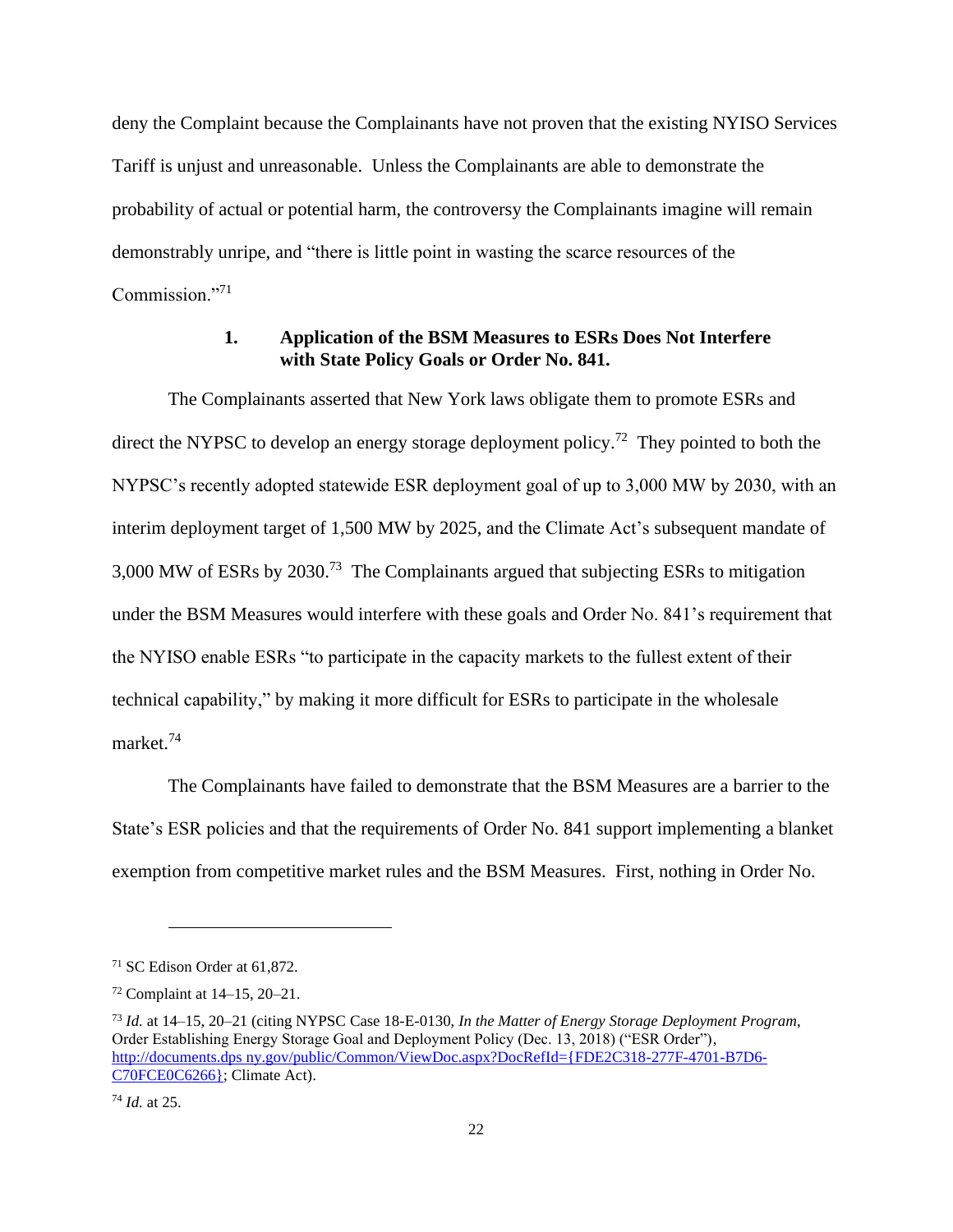deny the Complaint because the Complainants have not proven that the existing NYISO Services Tariff is unjust and unreasonable. Unless the Complainants are able to demonstrate the probability of actual or potential harm, the controversy the Complainants imagine will remain demonstrably unripe, and "there is little point in wasting the scarce resources of the Commission."[71]

### 1. Application of the BSM Measures to ESRs Does Not Interfere with State Policy Goals or Order No. 841.

The Complainants asserted that New York laws obligate them to promote ESRs and direct the NYPSC to develop an energy storage deployment policy.[72] They pointed to both the NYPSC's recently adopted statewide ESR deployment goal of up to 3,000 MW by 2030, with an interim deployment target of 1,500 MW by 2025, and the Climate Act's subsequent mandate of 3,000 MW of ESRs by 2030.[73] The Complainants argued that subjecting ESRs to mitigation under the BSM Measures would interfere with these goals and Order No. 841's requirement that the NYISO enable ESRs "to participate in the capacity markets to the fullest extent of their technical capability," by making it more difficult for ESRs to participate in the wholesale market.[74]

The Complainants have failed to demonstrate that the BSM Measures are a barrier to the State's ESR policies and that the requirements of Order No. 841 support implementing a blanket exemption from competitive market rules and the BSM Measures. First, nothing in Order No.

---

[71] SC Edison Order at 61,872.

[72] Complaint at 14–15, 20–21.

[73] *Id.* at 14–15, 20–21 (citing NYPSC Case 18-E-0130, *In the Matter of Energy Storage Deployment Program*, Order Establishing Energy Storage Goal and Deployment Policy (Dec. 13, 2018) ("ESR Order"), http://documents.dps ny.gov/public/Common/ViewDoc.aspx?DocRefId={FDE2C318-277F-4701-B7D6-C70FCE0C6266}; Climate Act).

[74] *Id.* at 25.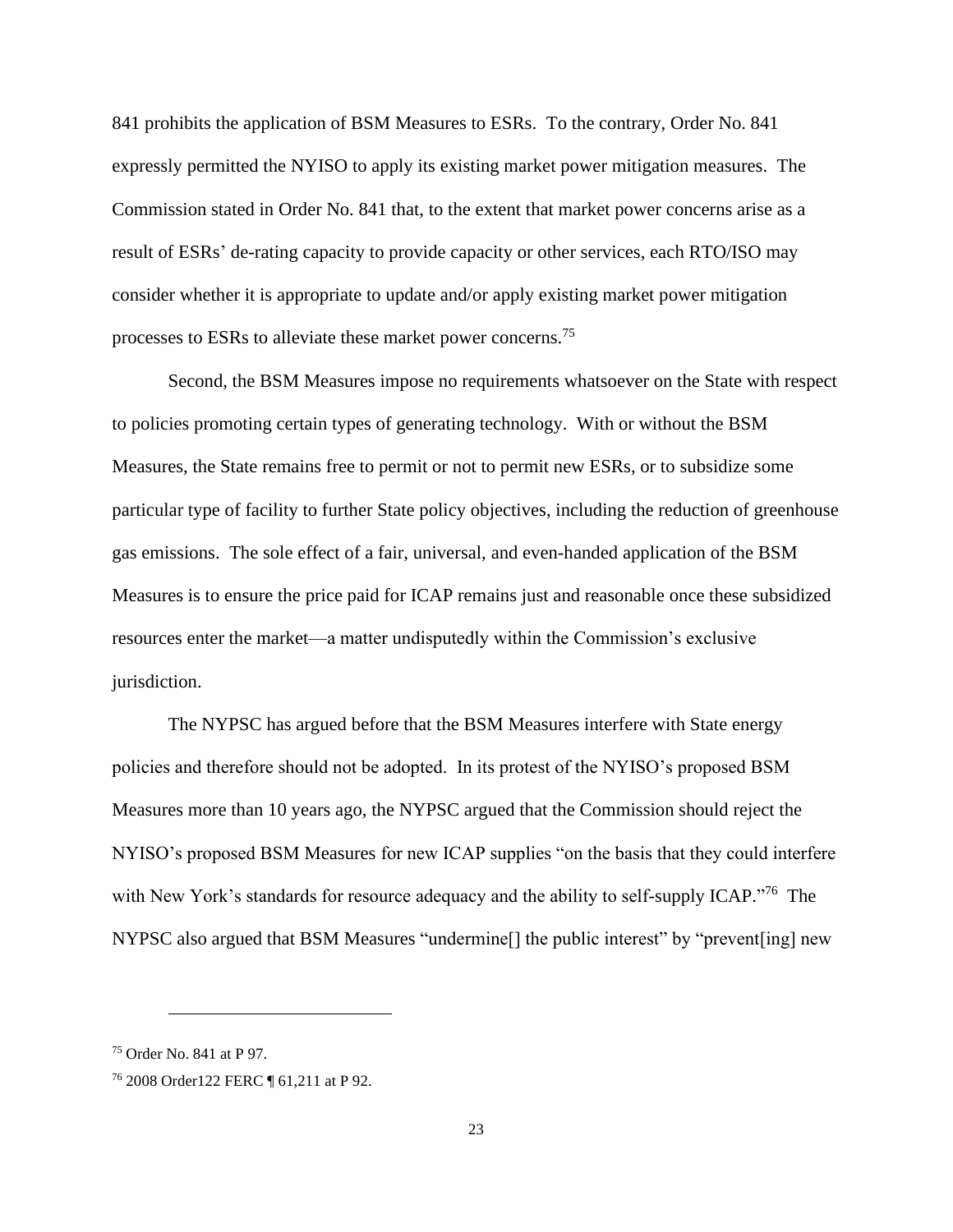841 prohibits the application of BSM Measures to ESRs. To the contrary, Order No. 841 expressly permitted the NYISO to apply its existing market power mitigation measures. The Commission stated in Order No. 841 that, to the extent that market power concerns arise as a result of ESRs' de-rating capacity to provide capacity or other services, each RTO/ISO may consider whether it is appropriate to update and/or apply existing market power mitigation processes to ESRs to alleviate these market power concerns.[75]

Second, the BSM Measures impose no requirements whatsoever on the State with respect to policies promoting certain types of generating technology. With or without the BSM Measures, the State remains free to permit or not to permit new ESRs, or to subsidize some particular type of facility to further State policy objectives, including the reduction of greenhouse gas emissions. The sole effect of a fair, universal, and even-handed application of the BSM Measures is to ensure the price paid for ICAP remains just and reasonable once these subsidized resources enter the market—a matter undisputedly within the Commission's exclusive jurisdiction.

The NYPSC has argued before that the BSM Measures interfere with State energy policies and therefore should not be adopted. In its protest of the NYISO's proposed BSM Measures more than 10 years ago, the NYPSC argued that the Commission should reject the NYISO's proposed BSM Measures for new ICAP supplies "on the basis that they could interfere with New York's standards for resource adequacy and the ability to self-supply ICAP."[76] The NYPSC also argued that BSM Measures "undermine[] the public interest" by "prevent[ing] new

---

[75] Order No. 841 at P 97.

[76] 2008 Order122 FERC ¶ 61,211 at P 92.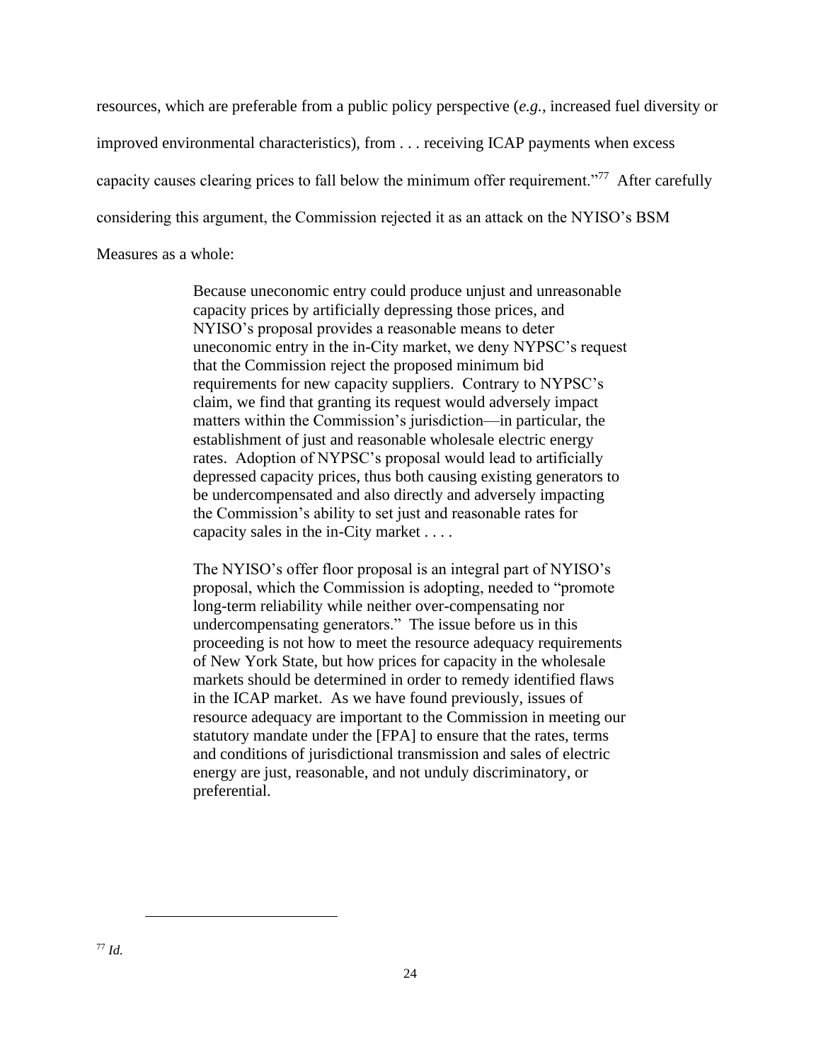resources, which are preferable from a public policy perspective (*e.g.*, increased fuel diversity or improved environmental characteristics), from . . . receiving ICAP payments when excess capacity causes clearing prices to fall below the minimum offer requirement."[77] After carefully considering this argument, the Commission rejected it as an attack on the NYISO's BSM Measures as a whole:

> Because uneconomic entry could produce unjust and unreasonable capacity prices by artificially depressing those prices, and NYISO's proposal provides a reasonable means to deter uneconomic entry in the in-City market, we deny NYPSC's request that the Commission reject the proposed minimum bid requirements for new capacity suppliers. Contrary to NYPSC's claim, we find that granting its request would adversely impact matters within the Commission's jurisdiction—in particular, the establishment of just and reasonable wholesale electric energy rates. Adoption of NYPSC's proposal would lead to artificially depressed capacity prices, thus both causing existing generators to be undercompensated and also directly and adversely impacting the Commission's ability to set just and reasonable rates for capacity sales in the in-City market . . . .
>
> The NYISO's offer floor proposal is an integral part of NYISO's proposal, which the Commission is adopting, needed to "promote long-term reliability while neither over-compensating nor undercompensating generators." The issue before us in this proceeding is not how to meet the resource adequacy requirements of New York State, but how prices for capacity in the wholesale markets should be determined in order to remedy identified flaws in the ICAP market. As we have found previously, issues of resource adequacy are important to the Commission in meeting our statutory mandate under the [FPA] to ensure that the rates, terms and conditions of jurisdictional transmission and sales of electric energy are just, reasonable, and not unduly discriminatory, or preferential.

---

[77] *Id.*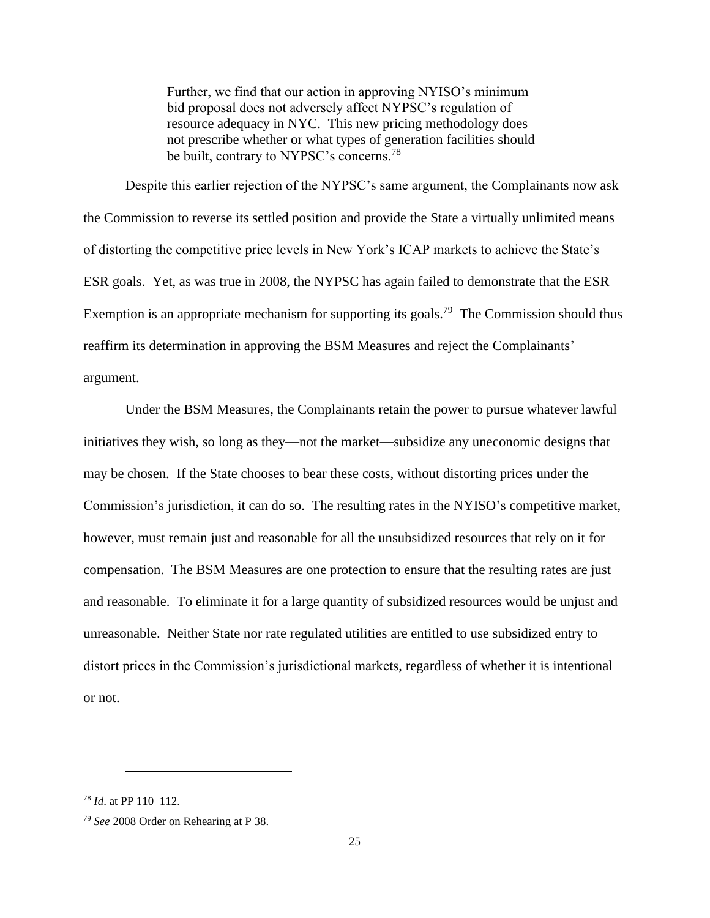> Further, we find that our action in approving NYISO's minimum bid proposal does not adversely affect NYPSC's regulation of resource adequacy in NYC. This new pricing methodology does not prescribe whether or what types of generation facilities should be built, contrary to NYPSC's concerns.[78]

Despite this earlier rejection of the NYPSC's same argument, the Complainants now ask the Commission to reverse its settled position and provide the State a virtually unlimited means of distorting the competitive price levels in New York's ICAP markets to achieve the State's ESR goals. Yet, as was true in 2008, the NYPSC has again failed to demonstrate that the ESR Exemption is an appropriate mechanism for supporting its goals.[79] The Commission should thus reaffirm its determination in approving the BSM Measures and reject the Complainants' argument.

Under the BSM Measures, the Complainants retain the power to pursue whatever lawful initiatives they wish, so long as they—not the market—subsidize any uneconomic designs that may be chosen. If the State chooses to bear these costs, without distorting prices under the Commission's jurisdiction, it can do so. The resulting rates in the NYISO's competitive market, however, must remain just and reasonable for all the unsubsidized resources that rely on it for compensation. The BSM Measures are one protection to ensure that the resulting rates are just and reasonable. To eliminate it for a large quantity of subsidized resources would be unjust and unreasonable. Neither State nor rate regulated utilities are entitled to use subsidized entry to distort prices in the Commission's jurisdictional markets, regardless of whether it is intentional or not.

---

[78] *Id*. at PP 110–112.

[79] *See* 2008 Order on Rehearing at P 38.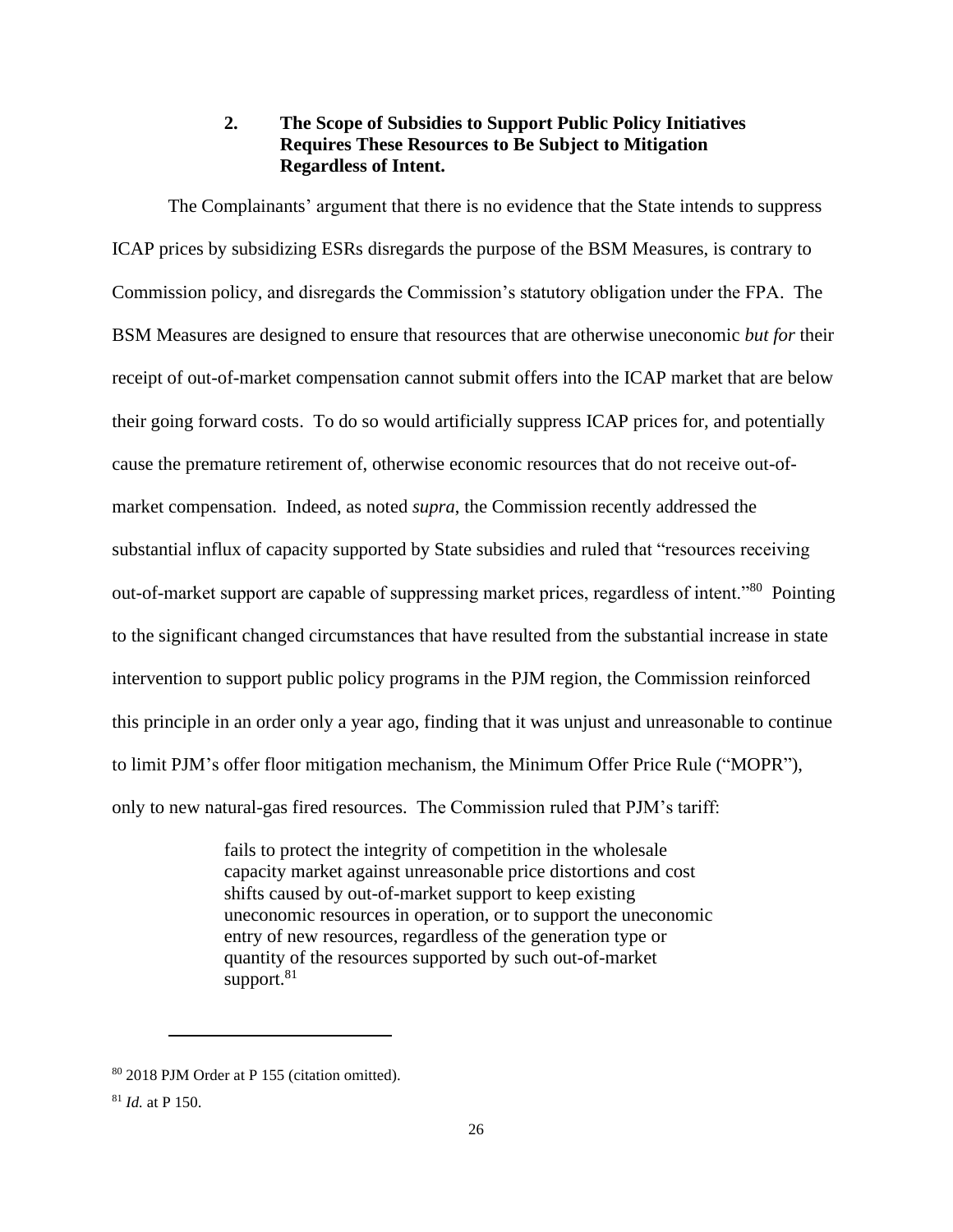### 2. The Scope of Subsidies to Support Public Policy Initiatives Requires These Resources to Be Subject to Mitigation Regardless of Intent.

The Complainants' argument that there is no evidence that the State intends to suppress ICAP prices by subsidizing ESRs disregards the purpose of the BSM Measures, is contrary to Commission policy, and disregards the Commission's statutory obligation under the FPA. The BSM Measures are designed to ensure that resources that are otherwise uneconomic *but for* their receipt of out-of-market compensation cannot submit offers into the ICAP market that are below their going forward costs. To do so would artificially suppress ICAP prices for, and potentially cause the premature retirement of, otherwise economic resources that do not receive out-of-market compensation. Indeed, as noted *supra*, the Commission recently addressed the substantial influx of capacity supported by State subsidies and ruled that "resources receiving out-of-market support are capable of suppressing market prices, regardless of intent."[80] Pointing to the significant changed circumstances that have resulted from the substantial increase in state intervention to support public policy programs in the PJM region, the Commission reinforced this principle in an order only a year ago, finding that it was unjust and unreasonable to continue to limit PJM's offer floor mitigation mechanism, the Minimum Offer Price Rule ("MOPR"), only to new natural-gas fired resources. The Commission ruled that PJM's tariff:

> fails to protect the integrity of competition in the wholesale capacity market against unreasonable price distortions and cost shifts caused by out-of-market support to keep existing uneconomic resources in operation, or to support the uneconomic entry of new resources, regardless of the generation type or quantity of the resources supported by such out-of-market support.[81]

---

[80] 2018 PJM Order at P 155 (citation omitted).

[81] *Id.* at P 150.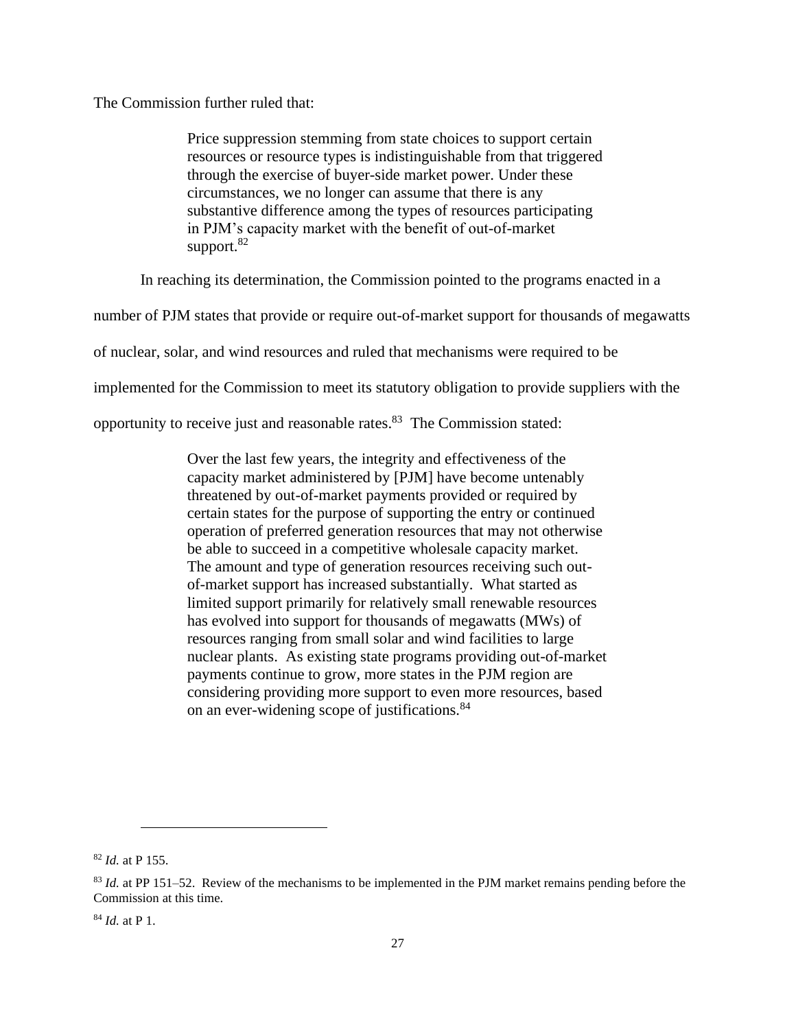The Commission further ruled that:

> Price suppression stemming from state choices to support certain resources or resource types is indistinguishable from that triggered through the exercise of buyer-side market power. Under these circumstances, we no longer can assume that there is any substantive difference among the types of resources participating in PJM's capacity market with the benefit of out-of-market support.[82]

In reaching its determination, the Commission pointed to the programs enacted in a number of PJM states that provide or require out-of-market support for thousands of megawatts of nuclear, solar, and wind resources and ruled that mechanisms were required to be implemented for the Commission to meet its statutory obligation to provide suppliers with the opportunity to receive just and reasonable rates.[83] The Commission stated:

> Over the last few years, the integrity and effectiveness of the capacity market administered by [PJM] have become untenably threatened by out-of-market payments provided or required by certain states for the purpose of supporting the entry or continued operation of preferred generation resources that may not otherwise be able to succeed in a competitive wholesale capacity market. The amount and type of generation resources receiving such out-of-market support has increased substantially. What started as limited support primarily for relatively small renewable resources has evolved into support for thousands of megawatts (MWs) of resources ranging from small solar and wind facilities to large nuclear plants. As existing state programs providing out-of-market payments continue to grow, more states in the PJM region are considering providing more support to even more resources, based on an ever-widening scope of justifications.[84]

---

[82] *Id.* at P 155.

[83] *Id.* at PP 151–52. Review of the mechanisms to be implemented in the PJM market remains pending before the Commission at this time.

[84] *Id.* at P 1.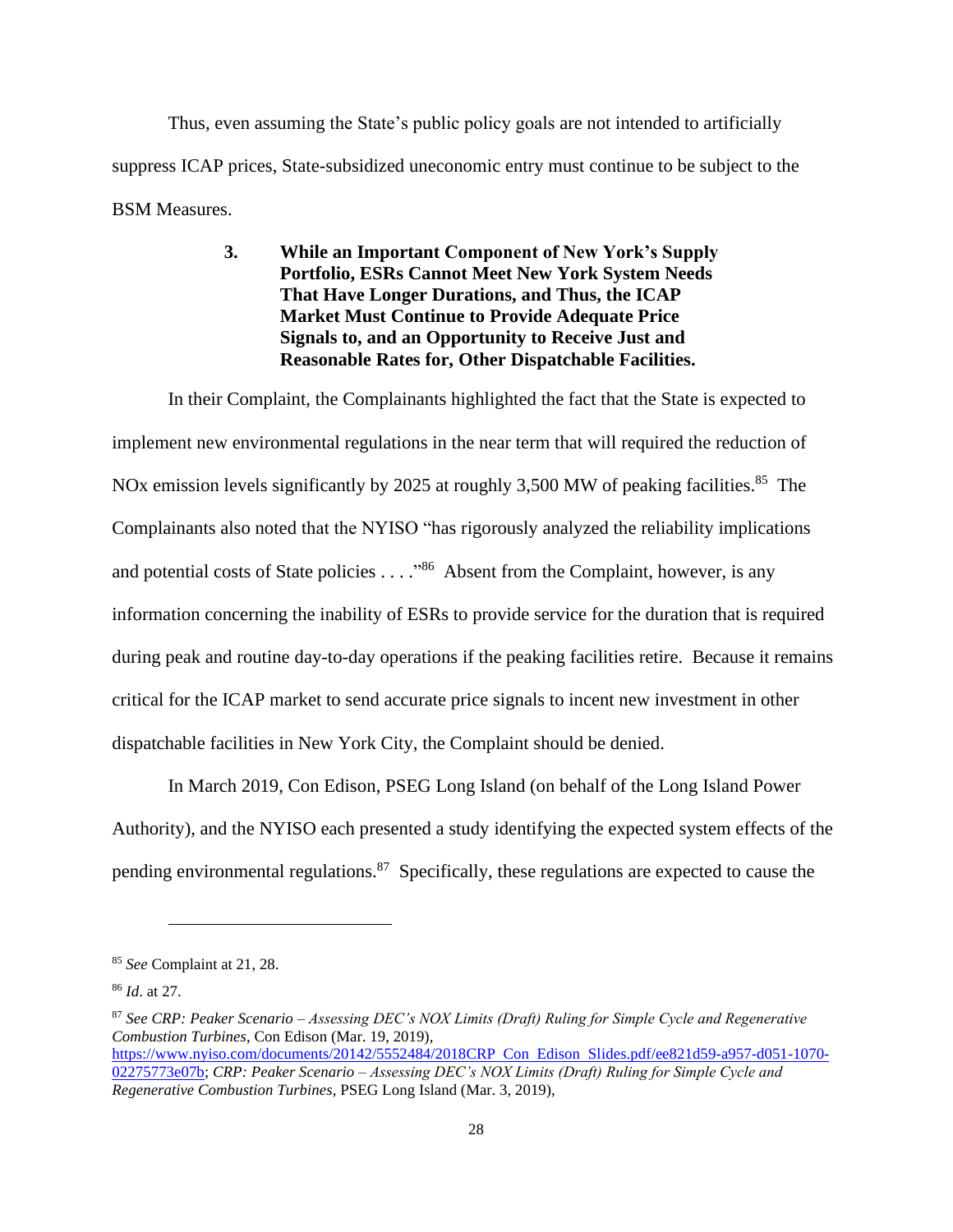Thus, even assuming the State's public policy goals are not intended to artificially suppress ICAP prices, State-subsidized uneconomic entry must continue to be subject to the BSM Measures.

### 3. While an Important Component of New York's Supply Portfolio, ESRs Cannot Meet New York System Needs That Have Longer Durations, and Thus, the ICAP Market Must Continue to Provide Adequate Price Signals to, and an Opportunity to Receive Just and Reasonable Rates for, Other Dispatchable Facilities.

In their Complaint, the Complainants highlighted the fact that the State is expected to implement new environmental regulations in the near term that will required the reduction of NOx emission levels significantly by 2025 at roughly 3,500 MW of peaking facilities.[85] The Complainants also noted that the NYISO "has rigorously analyzed the reliability implications and potential costs of State policies . . . ."[86] Absent from the Complaint, however, is any information concerning the inability of ESRs to provide service for the duration that is required during peak and routine day-to-day operations if the peaking facilities retire. Because it remains critical for the ICAP market to send accurate price signals to incent new investment in other dispatchable facilities in New York City, the Complaint should be denied.

In March 2019, Con Edison, PSEG Long Island (on behalf of the Long Island Power Authority), and the NYISO each presented a study identifying the expected system effects of the pending environmental regulations.[87] Specifically, these regulations are expected to cause the

---

[85] *See* Complaint at 21, 28.

[86] *Id*. at 27.

[87] *See CRP: Peaker Scenario – Assessing DEC's NOX Limits (Draft) Ruling for Simple Cycle and Regenerative Combustion Turbines*, Con Edison (Mar. 19, 2019), https://www.nyiso.com/documents/20142/5552484/2018CRP_Con_Edison_Slides.pdf/ee821d59-a957-d051-1070-02275773e07b; *CRP: Peaker Scenario – Assessing DEC's NOX Limits (Draft) Ruling for Simple Cycle and Regenerative Combustion Turbines*, PSEG Long Island (Mar. 3, 2019),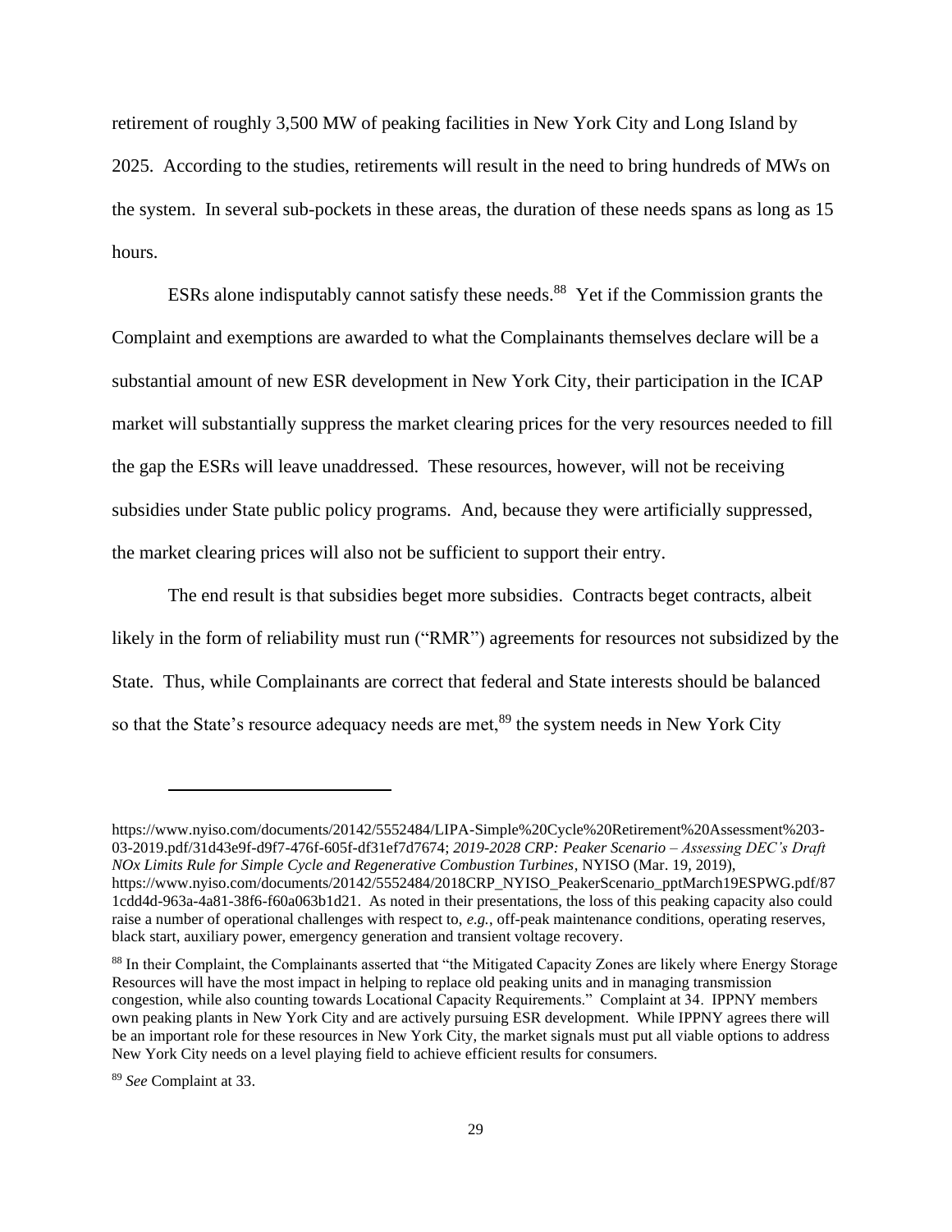retirement of roughly 3,500 MW of peaking facilities in New York City and Long Island by 2025. According to the studies, retirements will result in the need to bring hundreds of MWs on the system. In several sub-pockets in these areas, the duration of these needs spans as long as 15 hours.

ESRs alone indisputably cannot satisfy these needs.[88] Yet if the Commission grants the Complaint and exemptions are awarded to what the Complainants themselves declare will be a substantial amount of new ESR development in New York City, their participation in the ICAP market will substantially suppress the market clearing prices for the very resources needed to fill the gap the ESRs will leave unaddressed. These resources, however, will not be receiving subsidies under State public policy programs. And, because they were artificially suppressed, the market clearing prices will also not be sufficient to support their entry.

The end result is that subsidies beget more subsidies. Contracts beget contracts, albeit likely in the form of reliability must run ("RMR") agreements for resources not subsidized by the State. Thus, while Complainants are correct that federal and State interests should be balanced so that the State's resource adequacy needs are met,[89] the system needs in New York City

---

https://www.nyiso.com/documents/20142/5552484/LIPA-Simple%20Cycle%20Retirement%20Assessment%203-03-2019.pdf/31d43e9f-d9f7-476f-605f-df31ef7d7674; *2019-2028 CRP: Peaker Scenario – Assessing DEC's Draft NOx Limits Rule for Simple Cycle and Regenerative Combustion Turbines*, NYISO (Mar. 19, 2019), https://www.nyiso.com/documents/20142/5552484/2018CRP_NYISO_PeakerScenario_pptMarch19ESPWG.pdf/871cdd4d-963a-4a81-38f6-f60a063b1d21. As noted in their presentations, the loss of this peaking capacity also could raise a number of operational challenges with respect to, *e.g.*, off-peak maintenance conditions, operating reserves, black start, auxiliary power, emergency generation and transient voltage recovery.

[88] In their Complaint, the Complainants asserted that "the Mitigated Capacity Zones are likely where Energy Storage Resources will have the most impact in helping to replace old peaking units and in managing transmission congestion, while also counting towards Locational Capacity Requirements." Complaint at 34. IPPNY members own peaking plants in New York City and are actively pursuing ESR development. While IPPNY agrees there will be an important role for these resources in New York City, the market signals must put all viable options to address New York City needs on a level playing field to achieve efficient results for consumers.

[89] *See* Complaint at 33.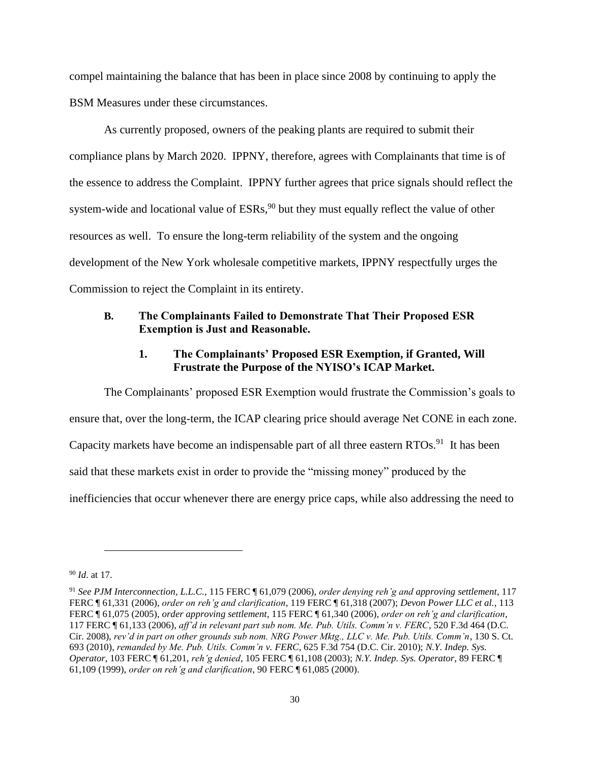compel maintaining the balance that has been in place since 2008 by continuing to apply the BSM Measures under these circumstances.

As currently proposed, owners of the peaking plants are required to submit their compliance plans by March 2020. IPPNY, therefore, agrees with Complainants that time is of the essence to address the Complaint. IPPNY further agrees that price signals should reflect the system-wide and locational value of ESRs,[90] but they must equally reflect the value of other resources as well. To ensure the long-term reliability of the system and the ongoing development of the New York wholesale competitive markets, IPPNY respectfully urges the Commission to reject the Complaint in its entirety.

### B. The Complainants Failed to Demonstrate That Their Proposed ESR Exemption is Just and Reasonable.

#### 1. The Complainants' Proposed ESR Exemption, if Granted, Will Frustrate the Purpose of the NYISO's ICAP Market.

The Complainants' proposed ESR Exemption would frustrate the Commission's goals to ensure that, over the long-term, the ICAP clearing price should average Net CONE in each zone. Capacity markets have become an indispensable part of all three eastern RTOs.[91] It has been said that these markets exist in order to provide the "missing money" produced by the inefficiencies that occur whenever there are energy price caps, while also addressing the need to

---

[90] *Id*. at 17.

[91] *See PJM Interconnection, L.L.C.*, 115 FERC ¶ 61,079 (2006), *order denying reh'g and approving settlement*, 117 FERC ¶ 61,331 (2006), *order on reh'g and clarification*, 119 FERC ¶ 61,318 (2007); *Devon Power LLC et al.*, 113 FERC ¶ 61,075 (2005), *order approving settlement*, 115 FERC ¶ 61,340 (2006), *order on reh'g and clarification*, 117 FERC ¶ 61,133 (2006), *aff'd in relevant part sub nom. Me. Pub. Utils. Comm'n v. FERC*, 520 F.3d 464 (D.C. Cir. 2008), *rev'd in part on other grounds sub nom. NRG Power Mktg., LLC v. Me. Pub. Utils. Comm'n*, 130 S. Ct. 693 (2010), *remanded by Me. Pub. Utils. Comm'n v. FERC*, 625 F.3d 754 (D.C. Cir. 2010); *N.Y. Indep. Sys. Operator*, 103 FERC ¶ 61,201, *reh'g denied*, 105 FERC ¶ 61,108 (2003); *N.Y. Indep. Sys. Operator*, 89 FERC ¶ 61,109 (1999), *order on reh'g and clarification*, 90 FERC ¶ 61,085 (2000).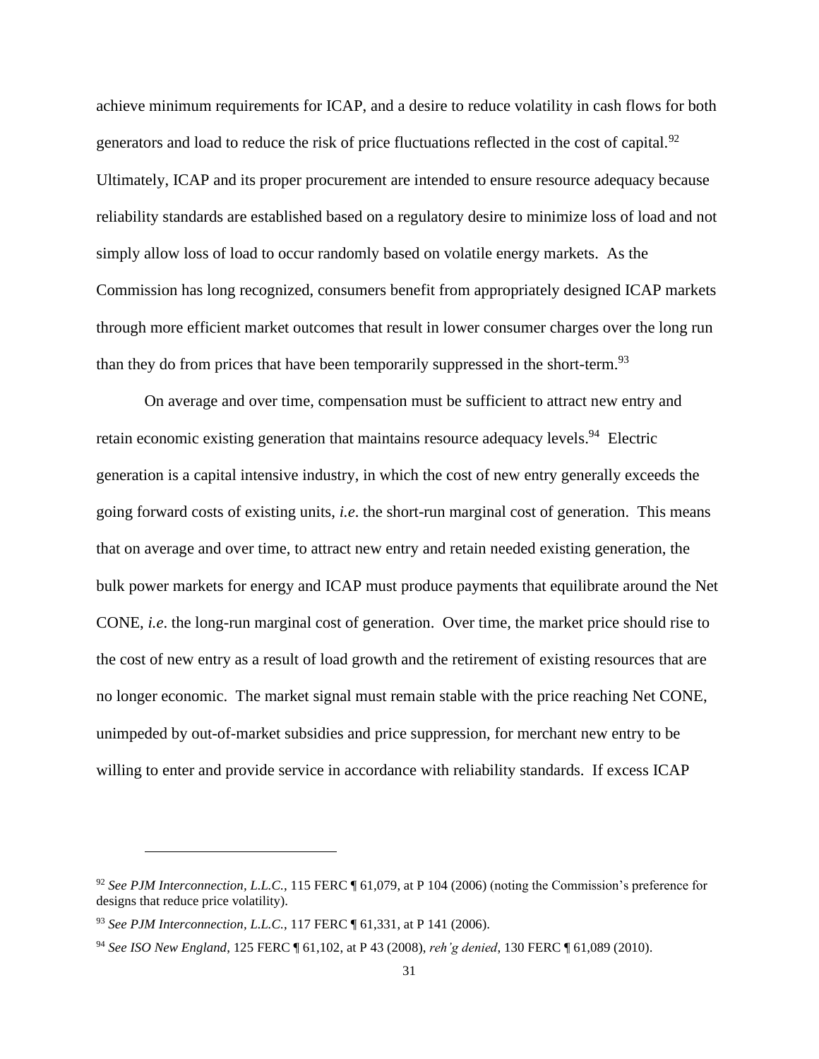achieve minimum requirements for ICAP, and a desire to reduce volatility in cash flows for both generators and load to reduce the risk of price fluctuations reflected in the cost of capital.[92] Ultimately, ICAP and its proper procurement are intended to ensure resource adequacy because reliability standards are established based on a regulatory desire to minimize loss of load and not simply allow loss of load to occur randomly based on volatile energy markets. As the Commission has long recognized, consumers benefit from appropriately designed ICAP markets through more efficient market outcomes that result in lower consumer charges over the long run than they do from prices that have been temporarily suppressed in the short-term.[93]

On average and over time, compensation must be sufficient to attract new entry and retain economic existing generation that maintains resource adequacy levels.[94] Electric generation is a capital intensive industry, in which the cost of new entry generally exceeds the going forward costs of existing units, *i.e*. the short-run marginal cost of generation. This means that on average and over time, to attract new entry and retain needed existing generation, the bulk power markets for energy and ICAP must produce payments that equilibrate around the Net CONE, *i.e*. the long-run marginal cost of generation. Over time, the market price should rise to the cost of new entry as a result of load growth and the retirement of existing resources that are no longer economic. The market signal must remain stable with the price reaching Net CONE, unimpeded by out-of-market subsidies and price suppression, for merchant new entry to be willing to enter and provide service in accordance with reliability standards. If excess ICAP

---

[92] *See PJM Interconnection, L.L.C.*, 115 FERC ¶ 61,079, at P 104 (2006) (noting the Commission's preference for designs that reduce price volatility).

[93] *See PJM Interconnection, L.L.C.*, 117 FERC ¶ 61,331, at P 141 (2006).

[94] *See ISO New England*, 125 FERC ¶ 61,102, at P 43 (2008), *reh'g denied*, 130 FERC ¶ 61,089 (2010).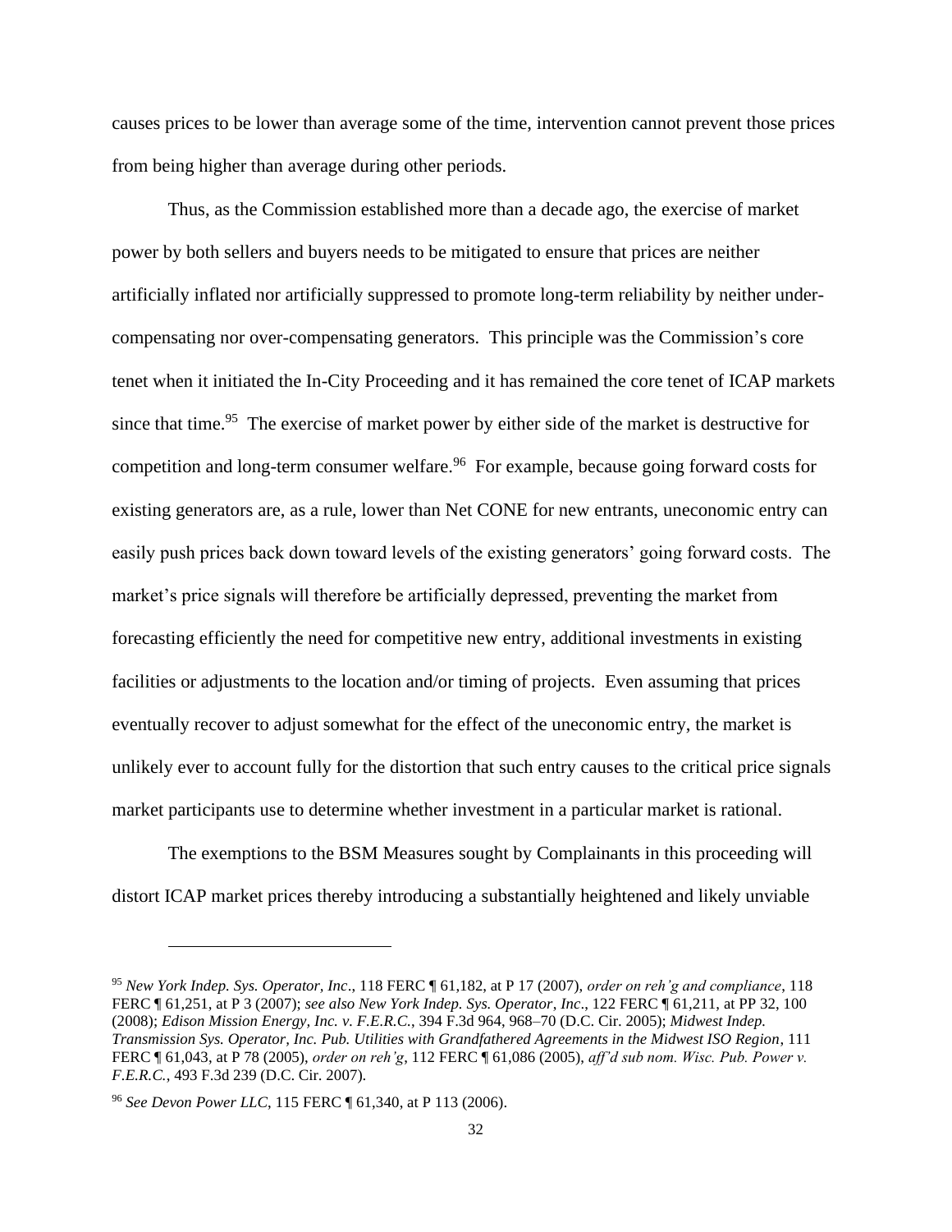causes prices to be lower than average some of the time, intervention cannot prevent those prices from being higher than average during other periods.

Thus, as the Commission established more than a decade ago, the exercise of market power by both sellers and buyers needs to be mitigated to ensure that prices are neither artificially inflated nor artificially suppressed to promote long-term reliability by neither under-compensating nor over-compensating generators. This principle was the Commission's core tenet when it initiated the In-City Proceeding and it has remained the core tenet of ICAP markets since that time.[95] The exercise of market power by either side of the market is destructive for competition and long-term consumer welfare.[96] For example, because going forward costs for existing generators are, as a rule, lower than Net CONE for new entrants, uneconomic entry can easily push prices back down toward levels of the existing generators' going forward costs. The market's price signals will therefore be artificially depressed, preventing the market from forecasting efficiently the need for competitive new entry, additional investments in existing facilities or adjustments to the location and/or timing of projects. Even assuming that prices eventually recover to adjust somewhat for the effect of the uneconomic entry, the market is unlikely ever to account fully for the distortion that such entry causes to the critical price signals market participants use to determine whether investment in a particular market is rational.

The exemptions to the BSM Measures sought by Complainants in this proceeding will distort ICAP market prices thereby introducing a substantially heightened and likely unviable

---

[95] *New York Indep. Sys. Operator, Inc*., 118 FERC ¶ 61,182, at P 17 (2007), *order on reh'g and compliance*, 118 FERC ¶ 61,251, at P 3 (2007); *see also New York Indep. Sys. Operator, Inc*., 122 FERC ¶ 61,211, at PP 32, 100 (2008); *Edison Mission Energy, Inc. v. F.E.R.C.*, 394 F.3d 964, 968–70 (D.C. Cir. 2005); *Midwest Indep. Transmission Sys. Operator, Inc. Pub. Utilities with Grandfathered Agreements in the Midwest ISO Region*, 111 FERC ¶ 61,043, at P 78 (2005), *order on reh'g*, 112 FERC ¶ 61,086 (2005), *aff'd sub nom. Wisc. Pub. Power v. F.E.R.C.*, 493 F.3d 239 (D.C. Cir. 2007).

[96] *See Devon Power LLC*, 115 FERC ¶ 61,340, at P 113 (2006).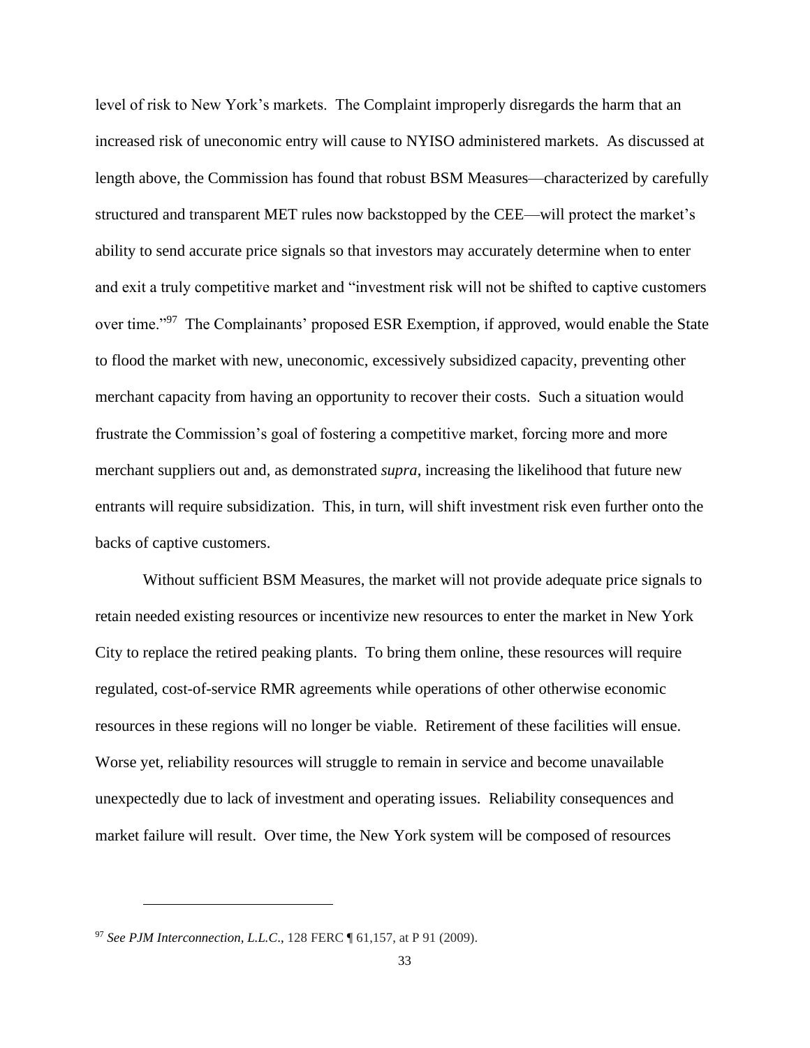level of risk to New York's markets. The Complaint improperly disregards the harm that an increased risk of uneconomic entry will cause to NYISO administered markets. As discussed at length above, the Commission has found that robust BSM Measures—characterized by carefully structured and transparent MET rules now backstopped by the CEE—will protect the market's ability to send accurate price signals so that investors may accurately determine when to enter and exit a truly competitive market and "investment risk will not be shifted to captive customers over time."[97] The Complainants' proposed ESR Exemption, if approved, would enable the State to flood the market with new, uneconomic, excessively subsidized capacity, preventing other merchant capacity from having an opportunity to recover their costs. Such a situation would frustrate the Commission's goal of fostering a competitive market, forcing more and more merchant suppliers out and, as demonstrated *supra*, increasing the likelihood that future new entrants will require subsidization. This, in turn, will shift investment risk even further onto the backs of captive customers.

Without sufficient BSM Measures, the market will not provide adequate price signals to retain needed existing resources or incentivize new resources to enter the market in New York City to replace the retired peaking plants. To bring them online, these resources will require regulated, cost-of-service RMR agreements while operations of other otherwise economic resources in these regions will no longer be viable. Retirement of these facilities will ensue. Worse yet, reliability resources will struggle to remain in service and become unavailable unexpectedly due to lack of investment and operating issues. Reliability consequences and market failure will result. Over time, the New York system will be composed of resources

---

[97] *See PJM Interconnection, L.L.C.*, 128 FERC ¶ 61,157, at P 91 (2009).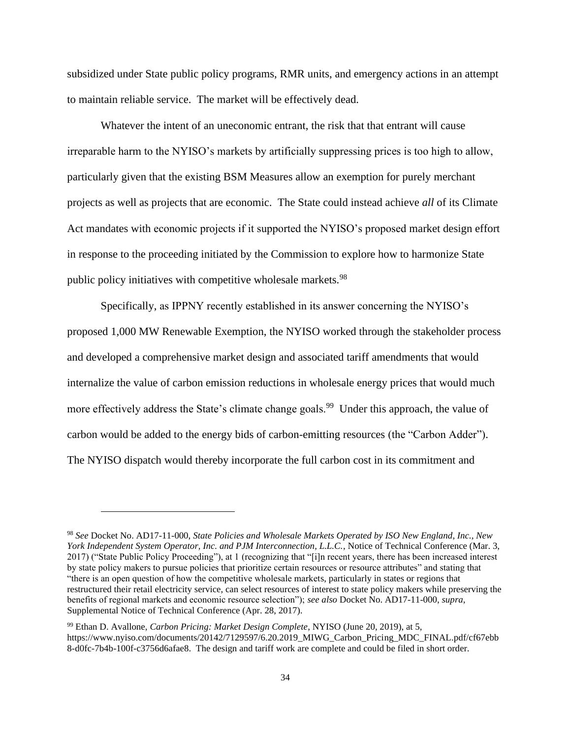subsidized under State public policy programs, RMR units, and emergency actions in an attempt to maintain reliable service. The market will be effectively dead.

Whatever the intent of an uneconomic entrant, the risk that that entrant will cause irreparable harm to the NYISO's markets by artificially suppressing prices is too high to allow, particularly given that the existing BSM Measures allow an exemption for purely merchant projects as well as projects that are economic. The State could instead achieve *all* of its Climate Act mandates with economic projects if it supported the NYISO's proposed market design effort in response to the proceeding initiated by the Commission to explore how to harmonize State public policy initiatives with competitive wholesale markets.[98]

Specifically, as IPPNY recently established in its answer concerning the NYISO's proposed 1,000 MW Renewable Exemption, the NYISO worked through the stakeholder process and developed a comprehensive market design and associated tariff amendments that would internalize the value of carbon emission reductions in wholesale energy prices that would much more effectively address the State's climate change goals.[99] Under this approach, the value of carbon would be added to the energy bids of carbon-emitting resources (the "Carbon Adder"). The NYISO dispatch would thereby incorporate the full carbon cost in its commitment and

---

[98] *See* Docket No. AD17-11-000, *State Policies and Wholesale Markets Operated by ISO New England, Inc., New York Independent System Operator, Inc. and PJM Interconnection, L.L.C.*, Notice of Technical Conference (Mar. 3, 2017) ("State Public Policy Proceeding"), at 1 (recognizing that "[i]n recent years, there has been increased interest by state policy makers to pursue policies that prioritize certain resources or resource attributes" and stating that "there is an open question of how the competitive wholesale markets, particularly in states or regions that restructured their retail electricity service, can select resources of interest to state policy makers while preserving the benefits of regional markets and economic resource selection"); *see also* Docket No. AD17-11-000, *supra*, Supplemental Notice of Technical Conference (Apr. 28, 2017).

[99] Ethan D. Avallone, *Carbon Pricing: Market Design Complete*, NYISO (June 20, 2019), at 5, https://www.nyiso.com/documents/20142/7129597/6.20.2019_MIWG_Carbon_Pricing_MDC_FINAL.pdf/cf67ebb8-d0fc-7b4b-100f-c3756d6afae8. The design and tariff work are complete and could be filed in short order.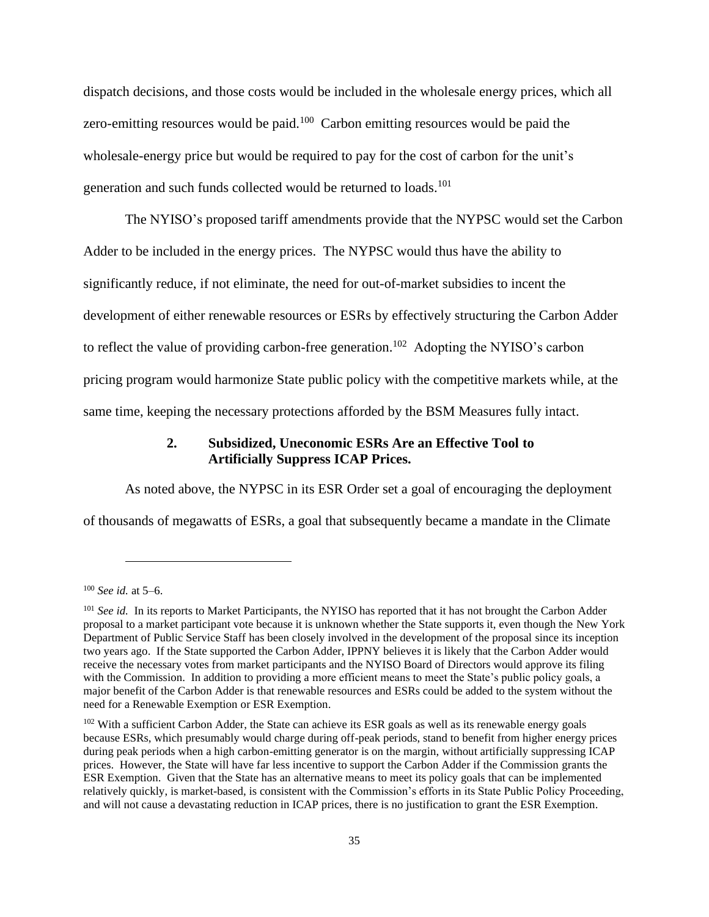dispatch decisions, and those costs would be included in the wholesale energy prices, which all zero-emitting resources would be paid.[100] Carbon emitting resources would be paid the wholesale-energy price but would be required to pay for the cost of carbon for the unit's generation and such funds collected would be returned to loads.[101]

The NYISO's proposed tariff amendments provide that the NYPSC would set the Carbon Adder to be included in the energy prices. The NYPSC would thus have the ability to significantly reduce, if not eliminate, the need for out-of-market subsidies to incent the development of either renewable resources or ESRs by effectively structuring the Carbon Adder to reflect the value of providing carbon-free generation.[102] Adopting the NYISO's carbon pricing program would harmonize State public policy with the competitive markets while, at the same time, keeping the necessary protections afforded by the BSM Measures fully intact.

### 2. Subsidized, Uneconomic ESRs Are an Effective Tool to Artificially Suppress ICAP Prices.

As noted above, the NYPSC in its ESR Order set a goal of encouraging the deployment of thousands of megawatts of ESRs, a goal that subsequently became a mandate in the Climate

---

[100] *See id.* at 5–6.

[101] *See id.* In its reports to Market Participants, the NYISO has reported that it has not brought the Carbon Adder proposal to a market participant vote because it is unknown whether the State supports it, even though the New York Department of Public Service Staff has been closely involved in the development of the proposal since its inception two years ago. If the State supported the Carbon Adder, IPPNY believes it is likely that the Carbon Adder would receive the necessary votes from market participants and the NYISO Board of Directors would approve its filing with the Commission. In addition to providing a more efficient means to meet the State's public policy goals, a major benefit of the Carbon Adder is that renewable resources and ESRs could be added to the system without the need for a Renewable Exemption or ESR Exemption.

[102] With a sufficient Carbon Adder, the State can achieve its ESR goals as well as its renewable energy goals because ESRs, which presumably would charge during off-peak periods, stand to benefit from higher energy prices during peak periods when a high carbon-emitting generator is on the margin, without artificially suppressing ICAP prices. However, the State will have far less incentive to support the Carbon Adder if the Commission grants the ESR Exemption. Given that the State has an alternative means to meet its policy goals that can be implemented relatively quickly, is market-based, is consistent with the Commission's efforts in its State Public Policy Proceeding, and will not cause a devastating reduction in ICAP prices, there is no justification to grant the ESR Exemption.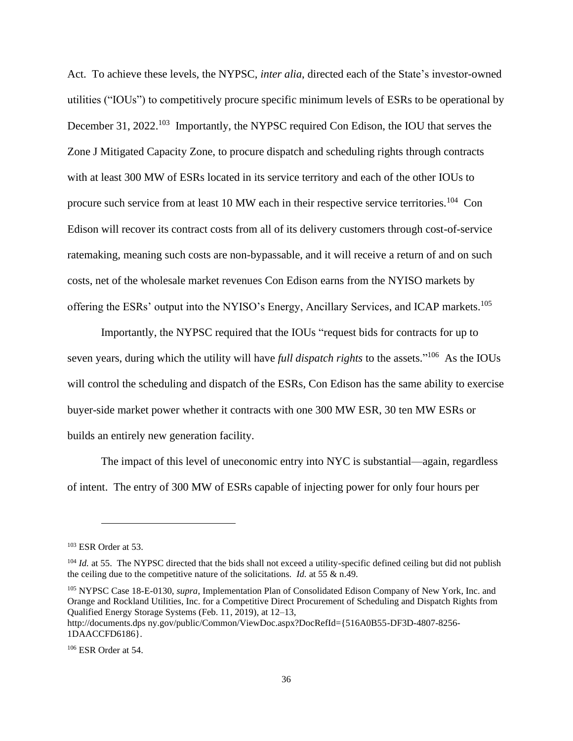Act. To achieve these levels, the NYPSC, *inter alia*, directed each of the State's investor-owned utilities ("IOUs") to competitively procure specific minimum levels of ESRs to be operational by December 31, 2022.[103] Importantly, the NYPSC required Con Edison, the IOU that serves the Zone J Mitigated Capacity Zone, to procure dispatch and scheduling rights through contracts with at least 300 MW of ESRs located in its service territory and each of the other IOUs to procure such service from at least 10 MW each in their respective service territories.[104] Con Edison will recover its contract costs from all of its delivery customers through cost-of-service ratemaking, meaning such costs are non-bypassable, and it will receive a return of and on such costs, net of the wholesale market revenues Con Edison earns from the NYISO markets by offering the ESRs' output into the NYISO's Energy, Ancillary Services, and ICAP markets.[105]

Importantly, the NYPSC required that the IOUs "request bids for contracts for up to seven years, during which the utility will have *full dispatch rights* to the assets."[106] As the IOUs will control the scheduling and dispatch of the ESRs, Con Edison has the same ability to exercise buyer-side market power whether it contracts with one 300 MW ESR, 30 ten MW ESRs or builds an entirely new generation facility.

The impact of this level of uneconomic entry into NYC is substantial—again, regardless of intent. The entry of 300 MW of ESRs capable of injecting power for only four hours per

---

[103] ESR Order at 53.

[104] *Id.* at 55. The NYPSC directed that the bids shall not exceed a utility-specific defined ceiling but did not publish the ceiling due to the competitive nature of the solicitations. *Id.* at 55 & n.49.

[105] NYPSC Case 18-E-0130, *supra*, Implementation Plan of Consolidated Edison Company of New York, Inc. and Orange and Rockland Utilities, Inc. for a Competitive Direct Procurement of Scheduling and Dispatch Rights from Qualified Energy Storage Systems (Feb. 11, 2019), at 12–13, http://documents.dps ny.gov/public/Common/ViewDoc.aspx?DocRefId={516A0B55-DF3D-4807-8256-1DAACCFD6186}.

[106] ESR Order at 54.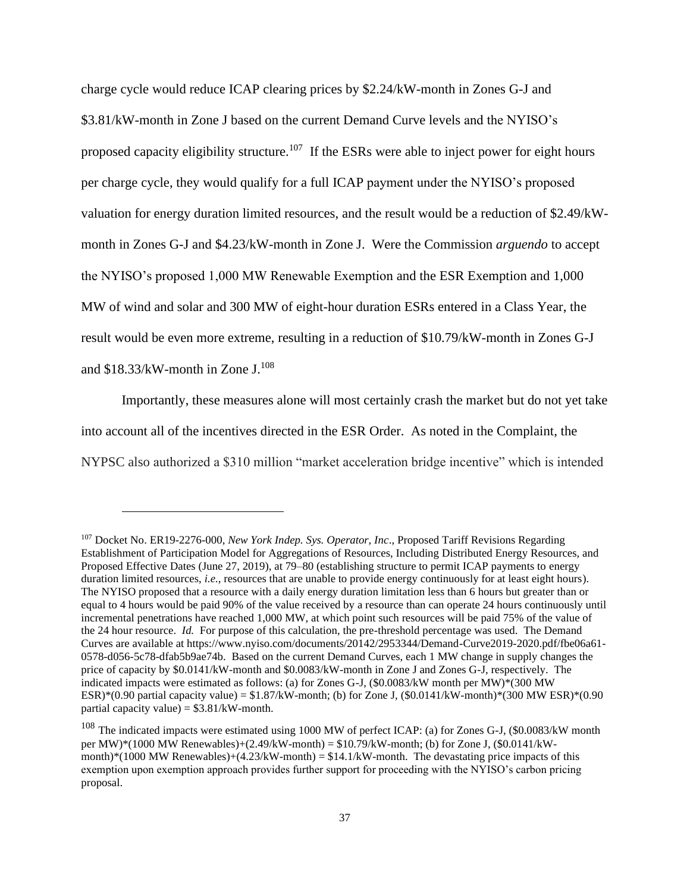charge cycle would reduce ICAP clearing prices by $2.24/kW-month in Zones G-J and $3.81/kW-month in Zone J based on the current Demand Curve levels and the NYISO's proposed capacity eligibility structure.[107] If the ESRs were able to inject power for eight hours per charge cycle, they would qualify for a full ICAP payment under the NYISO's proposed valuation for energy duration limited resources, and the result would be a reduction of $2.49/kW-month in Zones G-J and $4.23/kW-month in Zone J. Were the Commission *arguendo* to accept the NYISO's proposed 1,000 MW Renewable Exemption and the ESR Exemption and 1,000 MW of wind and solar and 300 MW of eight-hour duration ESRs entered in a Class Year, the result would be even more extreme, resulting in a reduction of $10.79/kW-month in Zones G-J and $18.33/kW-month in Zone J.[108]

Importantly, these measures alone will most certainly crash the market but do not yet take into account all of the incentives directed in the ESR Order. As noted in the Complaint, the NYPSC also authorized a $310 million "market acceleration bridge incentive" which is intended

---

[107] Docket No. ER19-2276-000, *New York Indep. Sys. Operator, Inc*., Proposed Tariff Revisions Regarding Establishment of Participation Model for Aggregations of Resources, Including Distributed Energy Resources, and Proposed Effective Dates (June 27, 2019), at 79–80 (establishing structure to permit ICAP payments to energy duration limited resources, *i.e.*, resources that are unable to provide energy continuously for at least eight hours). The NYISO proposed that a resource with a daily energy duration limitation less than 6 hours but greater than or equal to 4 hours would be paid 90% of the value received by a resource than can operate 24 hours continuously until incremental penetrations have reached 1,000 MW, at which point such resources will be paid 75% of the value of the 24 hour resource. *Id.* For purpose of this calculation, the pre-threshold percentage was used. The Demand Curves are available at https://www.nyiso.com/documents/20142/2953344/Demand-Curve2019-2020.pdf/fbe06a61-0578-d056-5c78-dfab5b9ae74b. Based on the current Demand Curves, each 1 MW change in supply changes the price of capacity by $0.0141/kW-month and $0.0083/kW-month in Zone J and Zones G-J, respectively. The indicated impacts were estimated as follows: (a) for Zones G-J, ($0.0083/kW month per MW)*(300 MW ESR)*(0.90 partial capacity value) = $1.87/kW-month; (b) for Zone J, ($0.0141/kW-month)*(300 MW ESR)*(0.90 partial capacity value) = $3.81/kW-month.

[108] The indicated impacts were estimated using 1000 MW of perfect ICAP: (a) for Zones G-J, ($0.0083/kW month per MW)*(1000 MW Renewables)+(2.49/kW-month) = $10.79/kW-month; (b) for Zone J, ($0.0141/kW-month)*(1000 MW Renewables)+(4.23/kW-month) = $14.1/kW-month. The devastating price impacts of this exemption upon exemption approach provides further support for proceeding with the NYISO's carbon pricing proposal.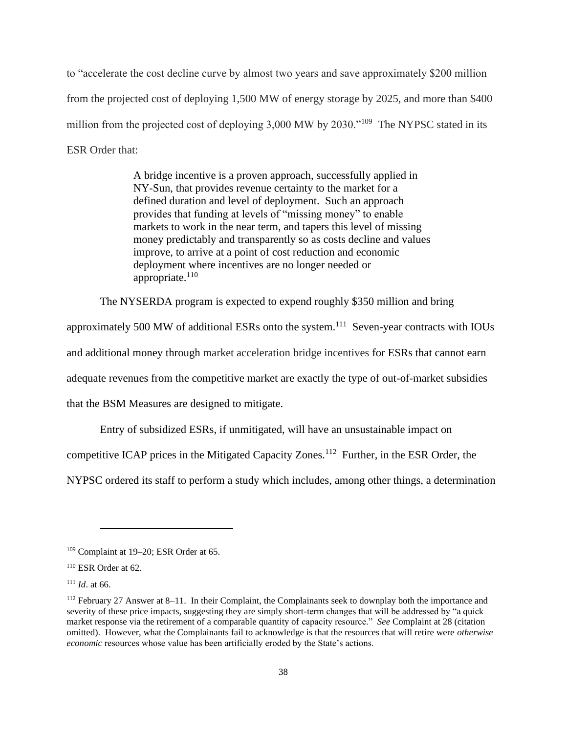to "accelerate the cost decline curve by almost two years and save approximately $200 million from the projected cost of deploying 1,500 MW of energy storage by 2025, and more than $400 million from the projected cost of deploying 3,000 MW by 2030."[109] The NYPSC stated in its ESR Order that:

> A bridge incentive is a proven approach, successfully applied in NY-Sun, that provides revenue certainty to the market for a defined duration and level of deployment. Such an approach provides that funding at levels of "missing money" to enable markets to work in the near term, and tapers this level of missing money predictably and transparently so as costs decline and values improve, to arrive at a point of cost reduction and economic deployment where incentives are no longer needed or appropriate.[110]

The NYSERDA program is expected to expend roughly $350 million and bring approximately 500 MW of additional ESRs onto the system.[111] Seven-year contracts with IOUs and additional money through market acceleration bridge incentives for ESRs that cannot earn adequate revenues from the competitive market are exactly the type of out-of-market subsidies that the BSM Measures are designed to mitigate.

Entry of subsidized ESRs, if unmitigated, will have an unsustainable impact on competitive ICAP prices in the Mitigated Capacity Zones.[112] Further, in the ESR Order, the NYPSC ordered its staff to perform a study which includes, among other things, a determination

---

[109] Complaint at 19–20; ESR Order at 65.

[110] ESR Order at 62.

[111] *Id*. at 66.

[112] February 27 Answer at 8–11. In their Complaint, the Complainants seek to downplay both the importance and severity of these price impacts, suggesting they are simply short-term changes that will be addressed by "a quick market response via the retirement of a comparable quantity of capacity resource." *See* Complaint at 28 (citation omitted). However, what the Complainants fail to acknowledge is that the resources that will retire were *otherwise economic* resources whose value has been artificially eroded by the State's actions.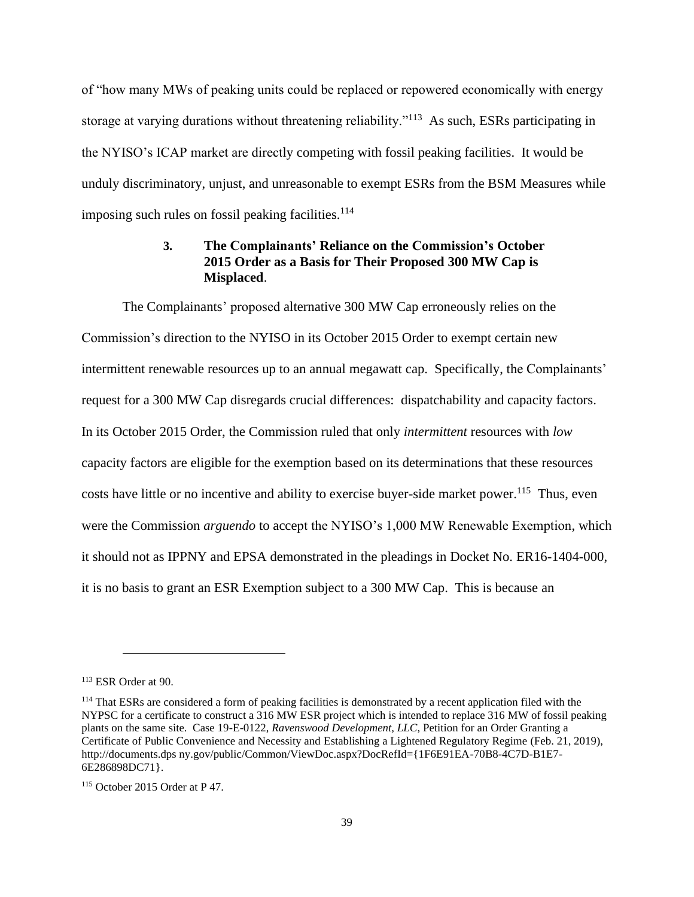of "how many MWs of peaking units could be replaced or repowered economically with energy storage at varying durations without threatening reliability."[113] As such, ESRs participating in the NYISO's ICAP market are directly competing with fossil peaking facilities. It would be unduly discriminatory, unjust, and unreasonable to exempt ESRs from the BSM Measures while imposing such rules on fossil peaking facilities.[114]

### 3. The Complainants' Reliance on the Commission's October 2015 Order as a Basis for Their Proposed 300 MW Cap is Misplaced.

The Complainants' proposed alternative 300 MW Cap erroneously relies on the Commission's direction to the NYISO in its October 2015 Order to exempt certain new intermittent renewable resources up to an annual megawatt cap. Specifically, the Complainants' request for a 300 MW Cap disregards crucial differences: dispatchability and capacity factors. In its October 2015 Order, the Commission ruled that only *intermittent* resources with *low* capacity factors are eligible for the exemption based on its determinations that these resources costs have little or no incentive and ability to exercise buyer-side market power.[115] Thus, even were the Commission *arguendo* to accept the NYISO's 1,000 MW Renewable Exemption, which it should not as IPPNY and EPSA demonstrated in the pleadings in Docket No. ER16-1404-000, it is no basis to grant an ESR Exemption subject to a 300 MW Cap. This is because an

---

[113] ESR Order at 90.

[114] That ESRs are considered a form of peaking facilities is demonstrated by a recent application filed with the NYPSC for a certificate to construct a 316 MW ESR project which is intended to replace 316 MW of fossil peaking plants on the same site. Case 19-E-0122, *Ravenswood Development, LLC*, Petition for an Order Granting a Certificate of Public Convenience and Necessity and Establishing a Lightened Regulatory Regime (Feb. 21, 2019), http://documents.dps ny.gov/public/Common/ViewDoc.aspx?DocRefId={1F6E91EA-70B8-4C7D-B1E7-6E286898DC71}.

[115] October 2015 Order at P 47.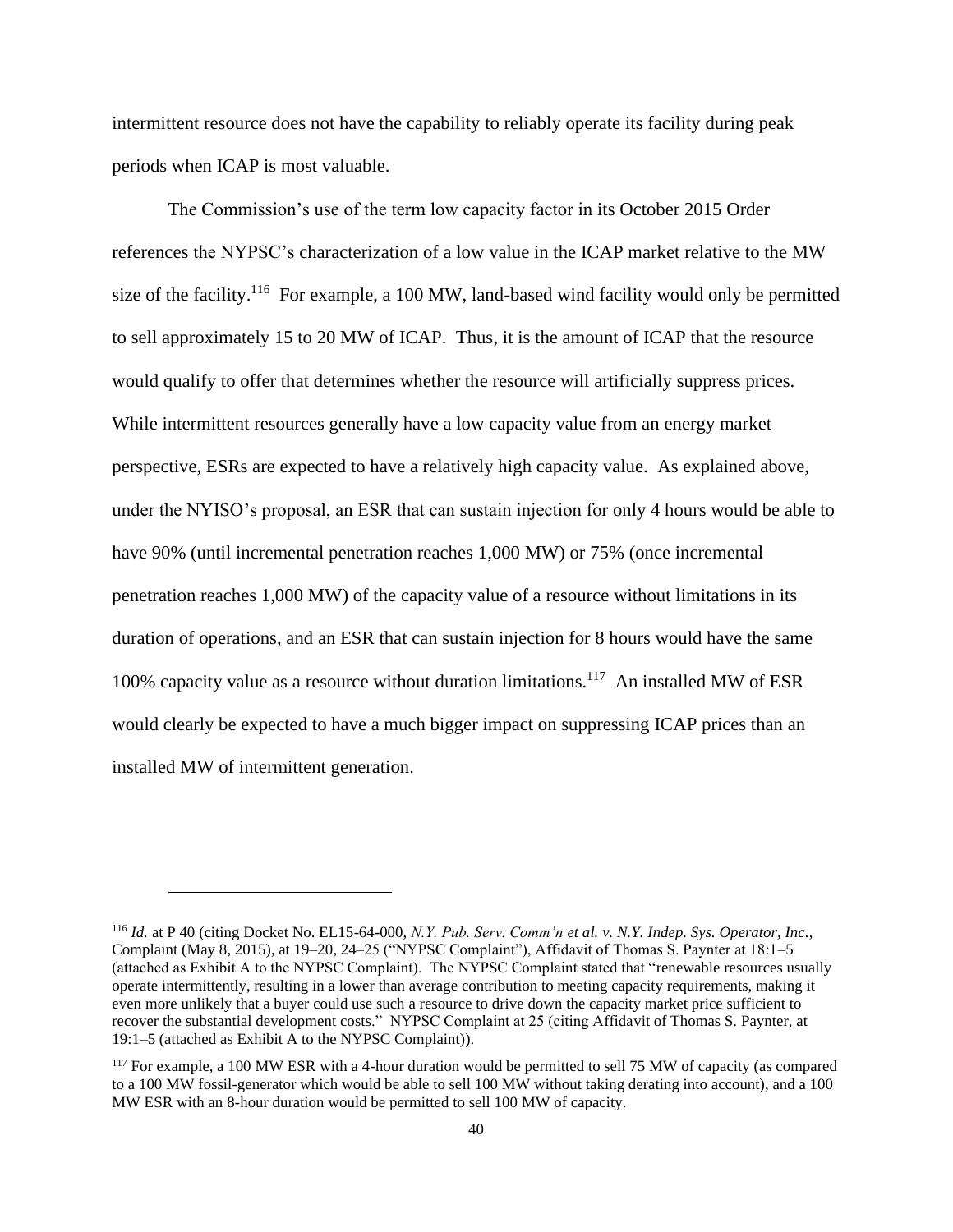intermittent resource does not have the capability to reliably operate its facility during peak periods when ICAP is most valuable.

The Commission's use of the term low capacity factor in its October 2015 Order references the NYPSC's characterization of a low value in the ICAP market relative to the MW size of the facility.[116] For example, a 100 MW, land-based wind facility would only be permitted to sell approximately 15 to 20 MW of ICAP. Thus, it is the amount of ICAP that the resource would qualify to offer that determines whether the resource will artificially suppress prices. While intermittent resources generally have a low capacity value from an energy market perspective, ESRs are expected to have a relatively high capacity value. As explained above, under the NYISO's proposal, an ESR that can sustain injection for only 4 hours would be able to have 90% (until incremental penetration reaches 1,000 MW) or 75% (once incremental penetration reaches 1,000 MW) of the capacity value of a resource without limitations in its duration of operations, and an ESR that can sustain injection for 8 hours would have the same 100% capacity value as a resource without duration limitations.[117] An installed MW of ESR would clearly be expected to have a much bigger impact on suppressing ICAP prices than an installed MW of intermittent generation.

---

[116] *Id.* at P 40 (citing Docket No. EL15-64-000, *N.Y. Pub. Serv. Comm'n et al. v. N.Y. Indep. Sys. Operator, Inc.*, Complaint (May 8, 2015), at 19–20, 24–25 ("NYPSC Complaint"), Affidavit of Thomas S. Paynter at 18:1–5 (attached as Exhibit A to the NYPSC Complaint). The NYPSC Complaint stated that "renewable resources usually operate intermittently, resulting in a lower than average contribution to meeting capacity requirements, making it even more unlikely that a buyer could use such a resource to drive down the capacity market price sufficient to recover the substantial development costs." NYPSC Complaint at 25 (citing Affidavit of Thomas S. Paynter, at 19:1–5 (attached as Exhibit A to the NYPSC Complaint)).

[117] For example, a 100 MW ESR with a 4-hour duration would be permitted to sell 75 MW of capacity (as compared to a 100 MW fossil-generator which would be able to sell 100 MW without taking derating into account), and a 100 MW ESR with an 8-hour duration would be permitted to sell 100 MW of capacity.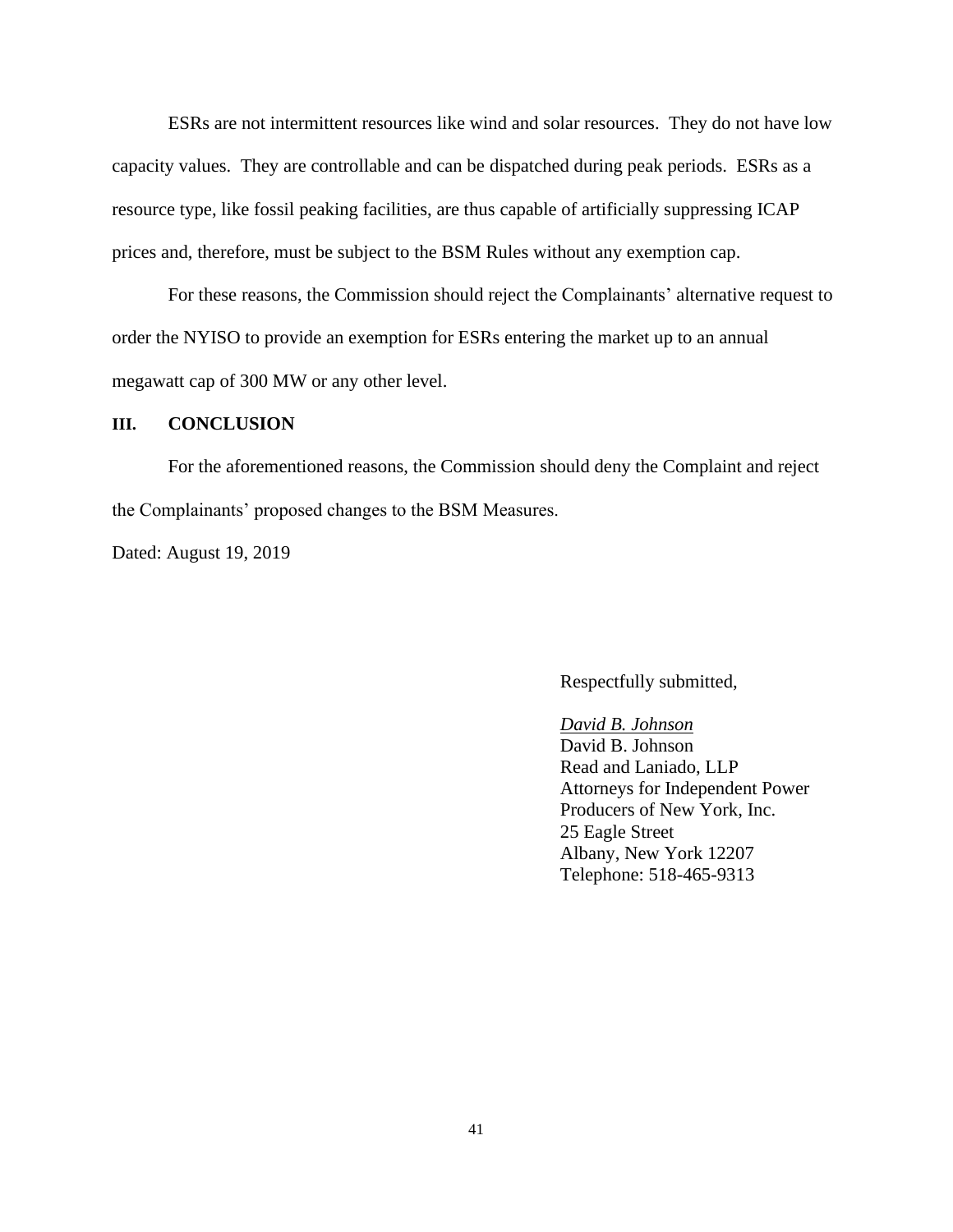ESRs are not intermittent resources like wind and solar resources. They do not have low capacity values. They are controllable and can be dispatched during peak periods. ESRs as a resource type, like fossil peaking facilities, are thus capable of artificially suppressing ICAP prices and, therefore, must be subject to the BSM Rules without any exemption cap.

For these reasons, the Commission should reject the Complainants' alternative request to order the NYISO to provide an exemption for ESRs entering the market up to an annual megawatt cap of 300 MW or any other level.

## III. CONCLUSION

For the aforementioned reasons, the Commission should deny the Complaint and reject the Complainants' proposed changes to the BSM Measures.

Dated: August 19, 2019

Respectfully submitted,

*David B. Johnson*
David B. Johnson
Read and Laniado, LLP
Attorneys for Independent Power Producers of New York, Inc.
25 Eagle Street
Albany, New York 12207
Telephone: 518-465-9313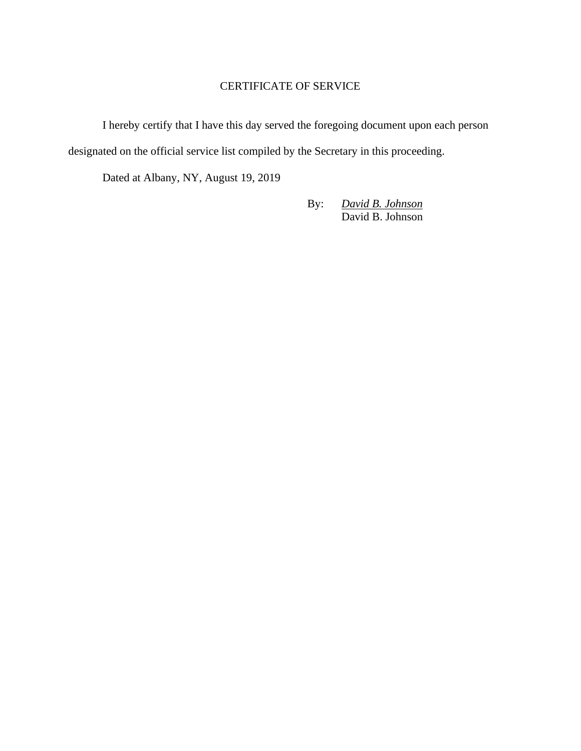# CERTIFICATE OF SERVICE

I hereby certify that I have this day served the foregoing document upon each person designated on the official service list compiled by the Secretary in this proceeding.

Dated at Albany, NY, August 19, 2019

By: *David B. Johnson*
David B. Johnson